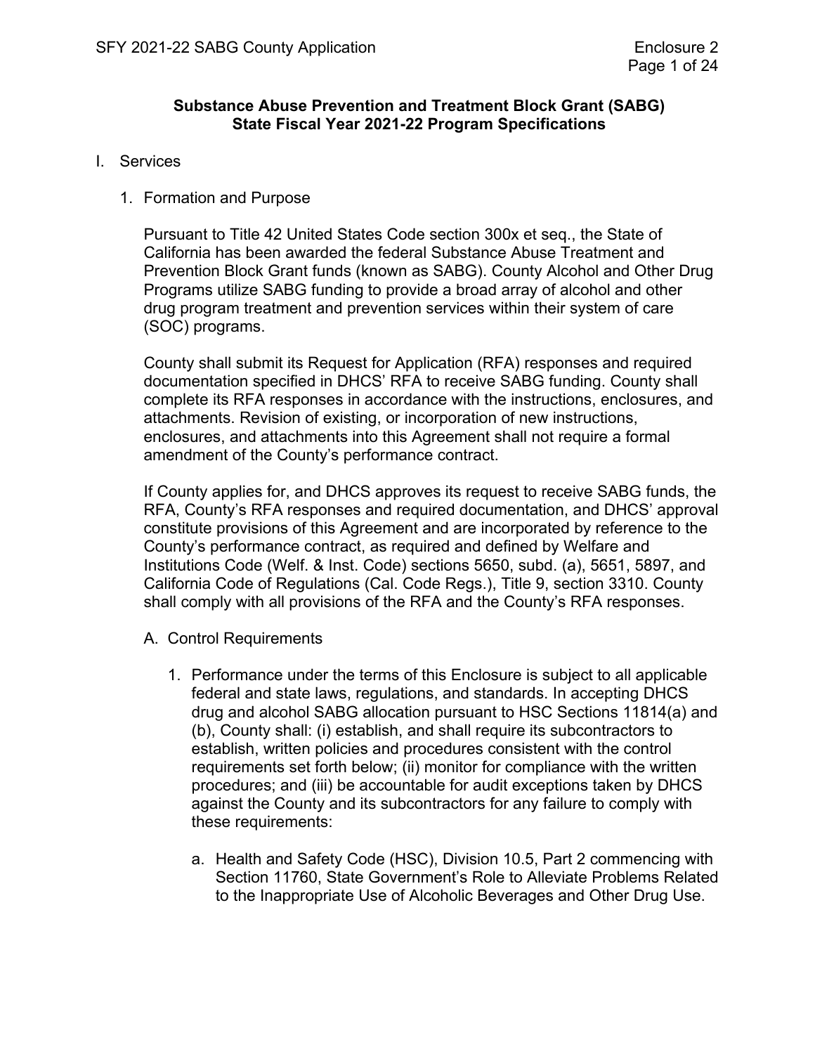## Substance Abuse Prevention and Treatment Block Grant (SABG) State Fiscal Year 2021-22 Program Specifications

I. Services

1. Formation and Purpose

   Pursuant to Title 42 United States Code section 300x et seq., the State of California has been awarded the federal Substance Abuse Treatment and Prevention Block Grant funds (known as SABG). County Alcohol and Other Drug Programs utilize SABG funding to provide a broad array of alcohol and other drug program treatment and prevention services within their system of care (SOC) programs.

   County shall submit its Request for Application (RFA) responses and required documentation specified in DHCS' RFA to receive SABG funding. County shall complete its RFA responses in accordance with the instructions, enclosures, and attachments. Revision of existing, or incorporation of new instructions, enclosures, and attachments into this Agreement shall not require a formal amendment of the County's performance contract.

   If County applies for, and DHCS approves its request to receive SABG funds, the RFA, County's RFA responses and required documentation, and DHCS' approval constitute provisions of this Agreement and are incorporated by reference to the County's performance contract, as required and defined by Welfare and Institutions Code (Welf. & Inst. Code) sections 5650, subd. (a), 5651, 5897, and California Code of Regulations (Cal. Code Regs.), Title 9, section 3310. County shall comply with all provisions of the RFA and the County's RFA responses.

   A. Control Requirements

      1. Performance under the terms of this Enclosure is subject to all applicable federal and state laws, regulations, and standards. In accepting DHCS drug and alcohol SABG allocation pursuant to HSC Sections 11814(a) and (b), County shall: (i) establish, and shall require its subcontractors to establish, written policies and procedures consistent with the control requirements set forth below; (ii) monitor for compliance with the written procedures; and (iii) be accountable for audit exceptions taken by DHCS against the County and its subcontractors for any failure to comply with these requirements:

         a. Health and Safety Code (HSC), Division 10.5, Part 2 commencing with Section 11760, State Government's Role to Alleviate Problems Related to the Inappropriate Use of Alcoholic Beverages and Other Drug Use.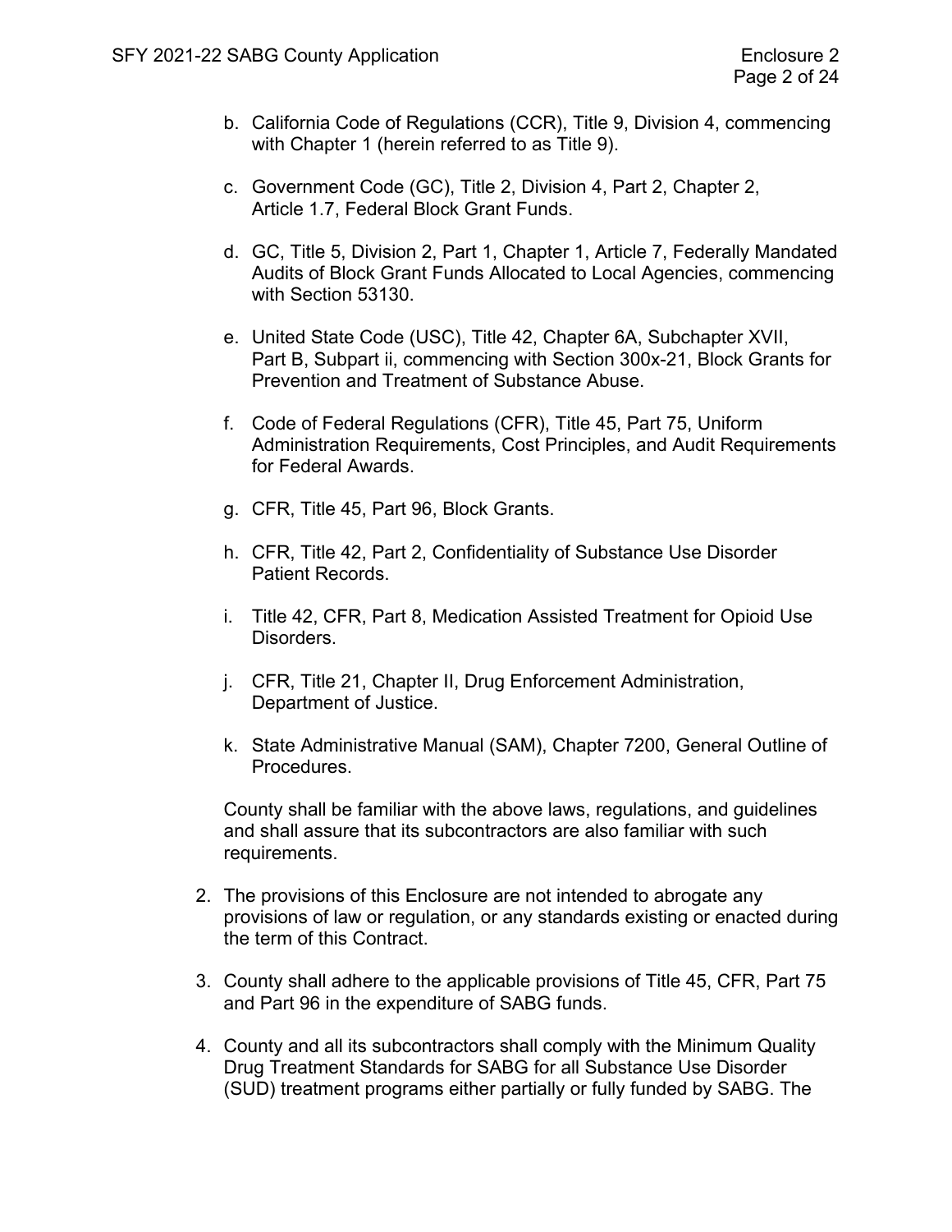b. California Code of Regulations (CCR), Title 9, Division 4, commencing with Chapter 1 (herein referred to as Title 9).

c. Government Code (GC), Title 2, Division 4, Part 2, Chapter 2, Article 1.7, Federal Block Grant Funds.

d. GC, Title 5, Division 2, Part 1, Chapter 1, Article 7, Federally Mandated Audits of Block Grant Funds Allocated to Local Agencies, commencing with Section 53130.

e. United State Code (USC), Title 42, Chapter 6A, Subchapter XVII, Part B, Subpart ii, commencing with Section 300x-21, Block Grants for Prevention and Treatment of Substance Abuse.

f. Code of Federal Regulations (CFR), Title 45, Part 75, Uniform Administration Requirements, Cost Principles, and Audit Requirements for Federal Awards.

g. CFR, Title 45, Part 96, Block Grants.

h. CFR, Title 42, Part 2, Confidentiality of Substance Use Disorder Patient Records.

i. Title 42, CFR, Part 8, Medication Assisted Treatment for Opioid Use Disorders.

j. CFR, Title 21, Chapter II, Drug Enforcement Administration, Department of Justice.

k. State Administrative Manual (SAM), Chapter 7200, General Outline of Procedures.

County shall be familiar with the above laws, regulations, and guidelines and shall assure that its subcontractors are also familiar with such requirements.

2. The provisions of this Enclosure are not intended to abrogate any provisions of law or regulation, or any standards existing or enacted during the term of this Contract.

3. County shall adhere to the applicable provisions of Title 45, CFR, Part 75 and Part 96 in the expenditure of SABG funds.

4. County and all its subcontractors shall comply with the Minimum Quality Drug Treatment Standards for SABG for all Substance Use Disorder (SUD) treatment programs either partially or fully funded by SABG. The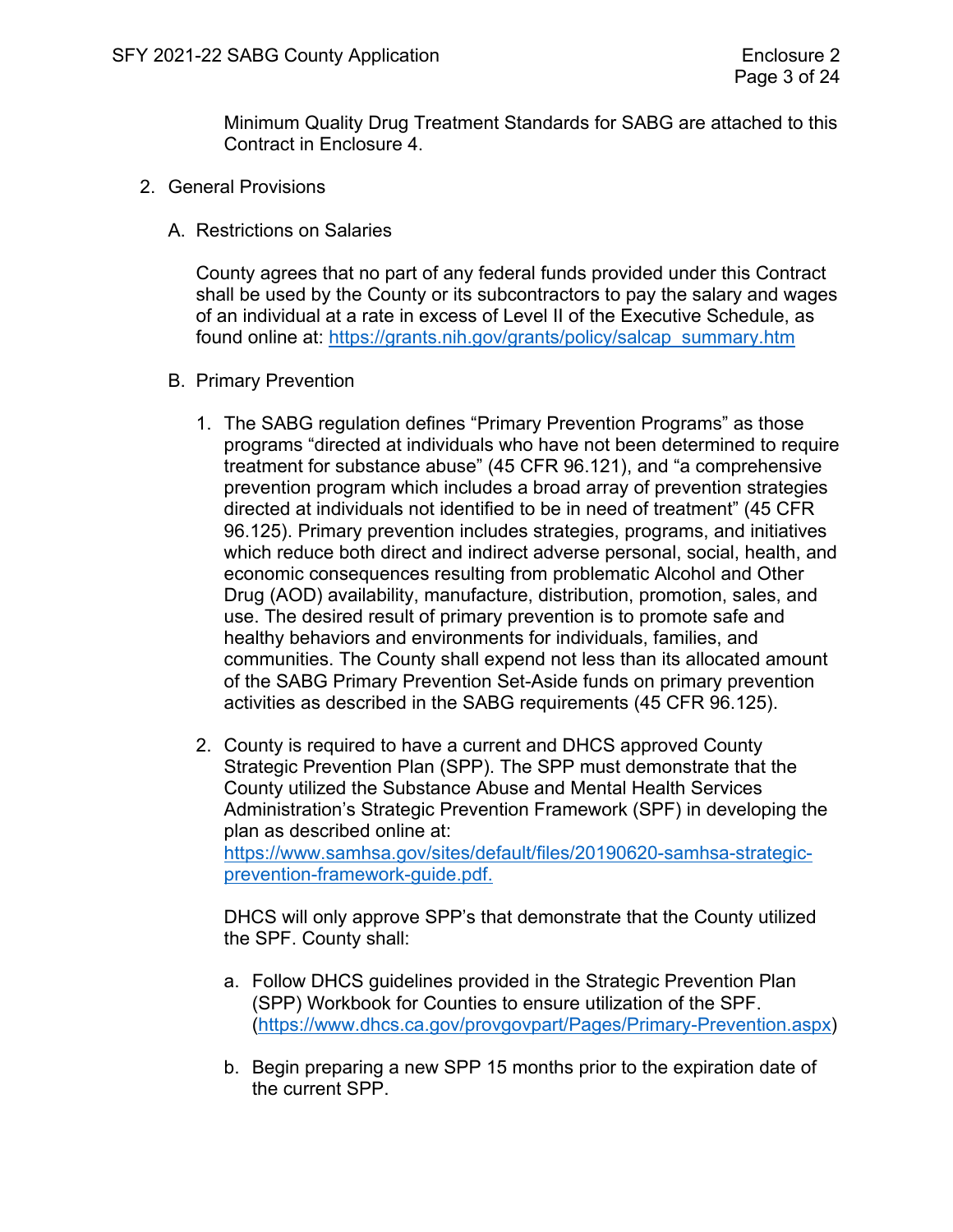Minimum Quality Drug Treatment Standards for SABG are attached to this Contract in Enclosure 4.

2. General Provisions

   A. Restrictions on Salaries

      County agrees that no part of any federal funds provided under this Contract shall be used by the County or its subcontractors to pay the salary and wages of an individual at a rate in excess of Level II of the Executive Schedule, as found online at: https://grants.nih.gov/grants/policy/salcap_summary.htm

   B. Primary Prevention

      1. The SABG regulation defines "Primary Prevention Programs" as those programs "directed at individuals who have not been determined to require treatment for substance abuse" (45 CFR 96.121), and "a comprehensive prevention program which includes a broad array of prevention strategies directed at individuals not identified to be in need of treatment" (45 CFR 96.125). Primary prevention includes strategies, programs, and initiatives which reduce both direct and indirect adverse personal, social, health, and economic consequences resulting from problematic Alcohol and Other Drug (AOD) availability, manufacture, distribution, promotion, sales, and use. The desired result of primary prevention is to promote safe and healthy behaviors and environments for individuals, families, and communities. The County shall expend not less than its allocated amount of the SABG Primary Prevention Set-Aside funds on primary prevention activities as described in the SABG requirements (45 CFR 96.125).

      2. County is required to have a current and DHCS approved County Strategic Prevention Plan (SPP). The SPP must demonstrate that the County utilized the Substance Abuse and Mental Health Services Administration's Strategic Prevention Framework (SPF) in developing the plan as described online at: https://www.samhsa.gov/sites/default/files/20190620-samhsa-strategic-prevention-framework-guide.pdf.

         DHCS will only approve SPP's that demonstrate that the County utilized the SPF. County shall:

         a. Follow DHCS guidelines provided in the Strategic Prevention Plan (SPP) Workbook for Counties to ensure utilization of the SPF. (https://www.dhcs.ca.gov/provgovpart/Pages/Primary-Prevention.aspx)

         b. Begin preparing a new SPP 15 months prior to the expiration date of the current SPP.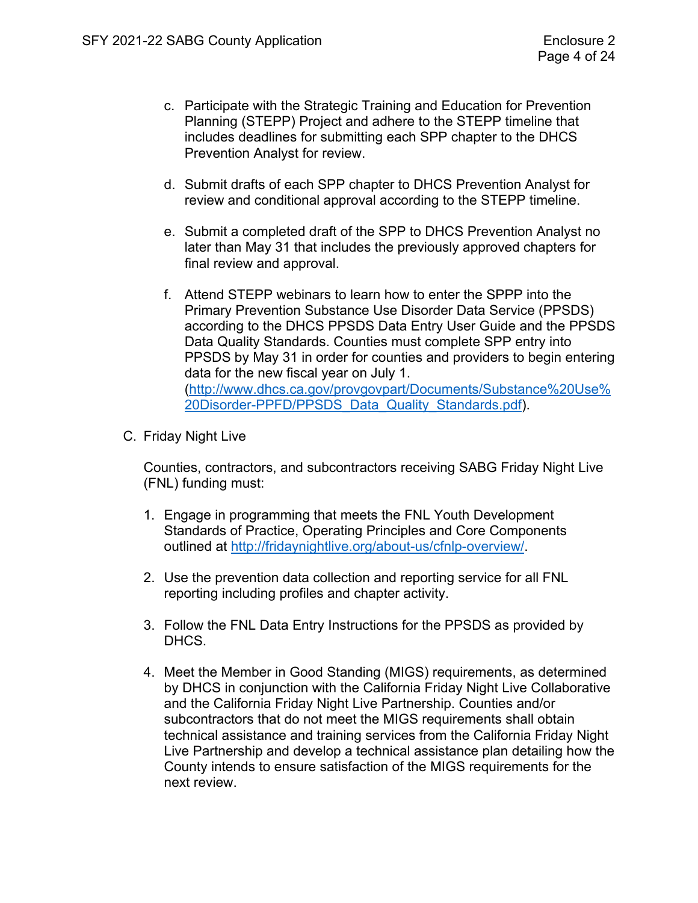c. Participate with the Strategic Training and Education for Prevention Planning (STEPP) Project and adhere to the STEPP timeline that includes deadlines for submitting each SPP chapter to the DHCS Prevention Analyst for review.

d. Submit drafts of each SPP chapter to DHCS Prevention Analyst for review and conditional approval according to the STEPP timeline.

e. Submit a completed draft of the SPP to DHCS Prevention Analyst no later than May 31 that includes the previously approved chapters for final review and approval.

f. Attend STEPP webinars to learn how to enter the SPPP into the Primary Prevention Substance Use Disorder Data Service (PPSDS) according to the DHCS PPSDS Data Entry User Guide and the PPSDS Data Quality Standards. Counties must complete SPP entry into PPSDS by May 31 in order for counties and providers to begin entering data for the new fiscal year on July 1. (http://www.dhcs.ca.gov/provgovpart/Documents/Substance%20Use%20Disorder-PPFD/PPSDS_Data_Quality_Standards.pdf).

C. Friday Night Live

Counties, contractors, and subcontractors receiving SABG Friday Night Live (FNL) funding must:

1. Engage in programming that meets the FNL Youth Development Standards of Practice, Operating Principles and Core Components outlined at http://fridaynightlive.org/about-us/cfnlp-overview/.

2. Use the prevention data collection and reporting service for all FNL reporting including profiles and chapter activity.

3. Follow the FNL Data Entry Instructions for the PPSDS as provided by DHCS.

4. Meet the Member in Good Standing (MIGS) requirements, as determined by DHCS in conjunction with the California Friday Night Live Collaborative and the California Friday Night Live Partnership. Counties and/or subcontractors that do not meet the MIGS requirements shall obtain technical assistance and training services from the California Friday Night Live Partnership and develop a technical assistance plan detailing how the County intends to ensure satisfaction of the MIGS requirements for the next review.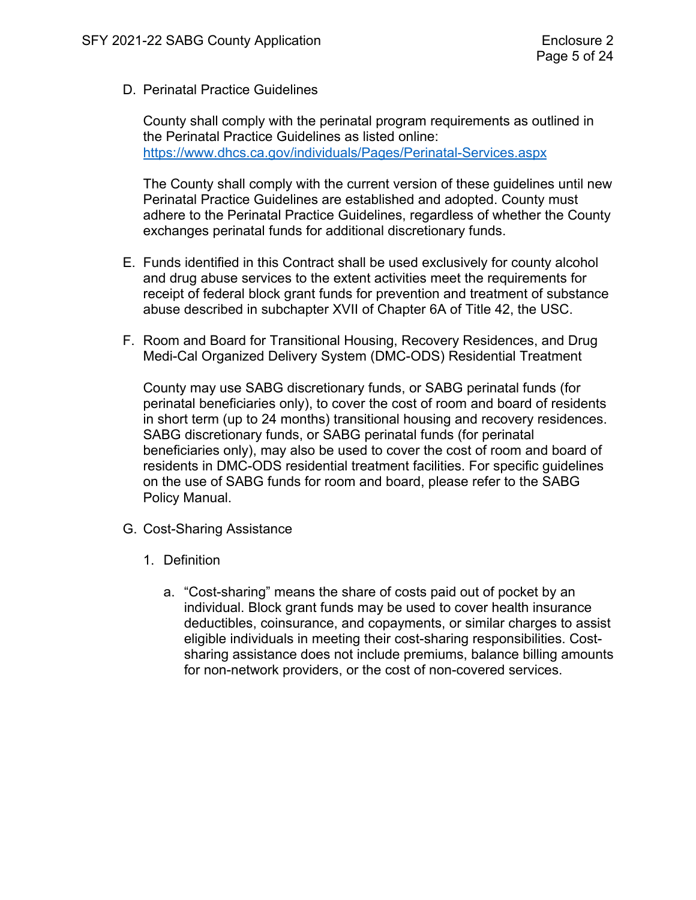D. Perinatal Practice Guidelines

   County shall comply with the perinatal program requirements as outlined in the Perinatal Practice Guidelines as listed online: https://www.dhcs.ca.gov/individuals/Pages/Perinatal-Services.aspx

   The County shall comply with the current version of these guidelines until new Perinatal Practice Guidelines are established and adopted. County must adhere to the Perinatal Practice Guidelines, regardless of whether the County exchanges perinatal funds for additional discretionary funds.

E. Funds identified in this Contract shall be used exclusively for county alcohol and drug abuse services to the extent activities meet the requirements for receipt of federal block grant funds for prevention and treatment of substance abuse described in subchapter XVII of Chapter 6A of Title 42, the USC.

F. Room and Board for Transitional Housing, Recovery Residences, and Drug Medi-Cal Organized Delivery System (DMC-ODS) Residential Treatment

   County may use SABG discretionary funds, or SABG perinatal funds (for perinatal beneficiaries only), to cover the cost of room and board of residents in short term (up to 24 months) transitional housing and recovery residences. SABG discretionary funds, or SABG perinatal funds (for perinatal beneficiaries only), may also be used to cover the cost of room and board of residents in DMC-ODS residential treatment facilities. For specific guidelines on the use of SABG funds for room and board, please refer to the SABG Policy Manual.

G. Cost-Sharing Assistance

   1. Definition

      a. "Cost-sharing" means the share of costs paid out of pocket by an individual. Block grant funds may be used to cover health insurance deductibles, coinsurance, and copayments, or similar charges to assist eligible individuals in meeting their cost-sharing responsibilities. Cost-sharing assistance does not include premiums, balance billing amounts for non-network providers, or the cost of non-covered services.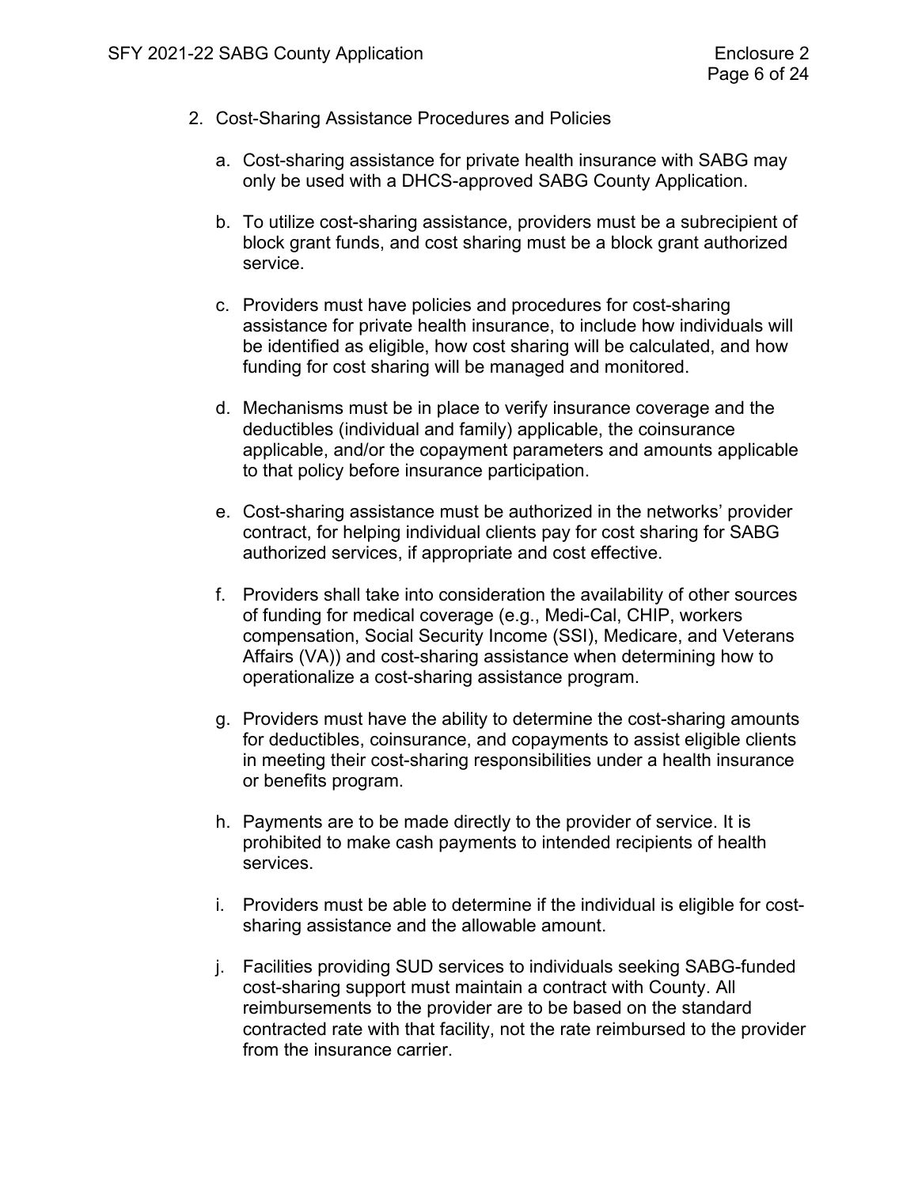2. Cost-Sharing Assistance Procedures and Policies

   a. Cost-sharing assistance for private health insurance with SABG may only be used with a DHCS-approved SABG County Application.

   b. To utilize cost-sharing assistance, providers must be a subrecipient of block grant funds, and cost sharing must be a block grant authorized service.

   c. Providers must have policies and procedures for cost-sharing assistance for private health insurance, to include how individuals will be identified as eligible, how cost sharing will be calculated, and how funding for cost sharing will be managed and monitored.

   d. Mechanisms must be in place to verify insurance coverage and the deductibles (individual and family) applicable, the coinsurance applicable, and/or the copayment parameters and amounts applicable to that policy before insurance participation.

   e. Cost-sharing assistance must be authorized in the networks' provider contract, for helping individual clients pay for cost sharing for SABG authorized services, if appropriate and cost effective.

   f. Providers shall take into consideration the availability of other sources of funding for medical coverage (e.g., Medi-Cal, CHIP, workers compensation, Social Security Income (SSI), Medicare, and Veterans Affairs (VA)) and cost-sharing assistance when determining how to operationalize a cost-sharing assistance program.

   g. Providers must have the ability to determine the cost-sharing amounts for deductibles, coinsurance, and copayments to assist eligible clients in meeting their cost-sharing responsibilities under a health insurance or benefits program.

   h. Payments are to be made directly to the provider of service. It is prohibited to make cash payments to intended recipients of health services.

   i. Providers must be able to determine if the individual is eligible for cost-sharing assistance and the allowable amount.

   j. Facilities providing SUD services to individuals seeking SABG-funded cost-sharing support must maintain a contract with County. All reimbursements to the provider are to be based on the standard contracted rate with that facility, not the rate reimbursed to the provider from the insurance carrier.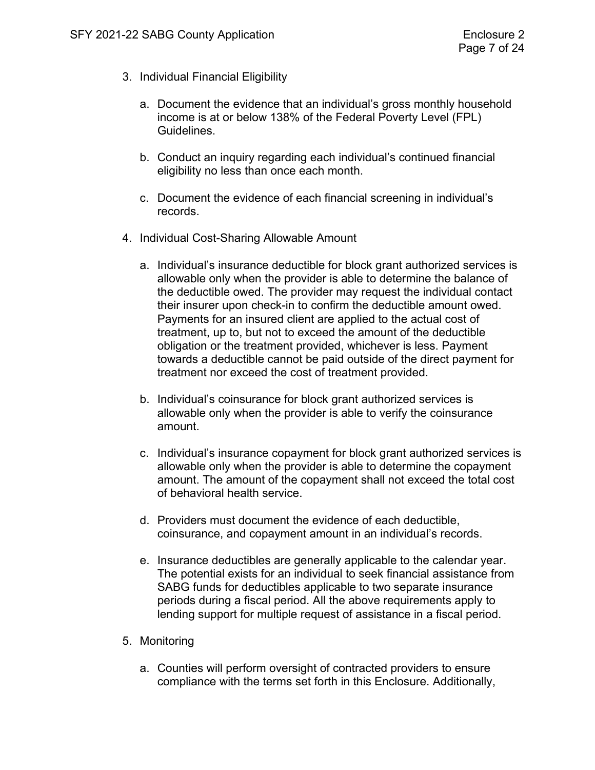3. Individual Financial Eligibility

    a. Document the evidence that an individual's gross monthly household income is at or below 138% of the Federal Poverty Level (FPL) Guidelines.

    b. Conduct an inquiry regarding each individual's continued financial eligibility no less than once each month.

    c. Document the evidence of each financial screening in individual's records.

4. Individual Cost-Sharing Allowable Amount

    a. Individual's insurance deductible for block grant authorized services is allowable only when the provider is able to determine the balance of the deductible owed. The provider may request the individual contact their insurer upon check-in to confirm the deductible amount owed. Payments for an insured client are applied to the actual cost of treatment, up to, but not to exceed the amount of the deductible obligation or the treatment provided, whichever is less. Payment towards a deductible cannot be paid outside of the direct payment for treatment nor exceed the cost of treatment provided.

    b. Individual's coinsurance for block grant authorized services is allowable only when the provider is able to verify the coinsurance amount.

    c. Individual's insurance copayment for block grant authorized services is allowable only when the provider is able to determine the copayment amount. The amount of the copayment shall not exceed the total cost of behavioral health service.

    d. Providers must document the evidence of each deductible, coinsurance, and copayment amount in an individual's records.

    e. Insurance deductibles are generally applicable to the calendar year. The potential exists for an individual to seek financial assistance from SABG funds for deductibles applicable to two separate insurance periods during a fiscal period. All the above requirements apply to lending support for multiple request of assistance in a fiscal period.

5. Monitoring

    a. Counties will perform oversight of contracted providers to ensure compliance with the terms set forth in this Enclosure. Additionally,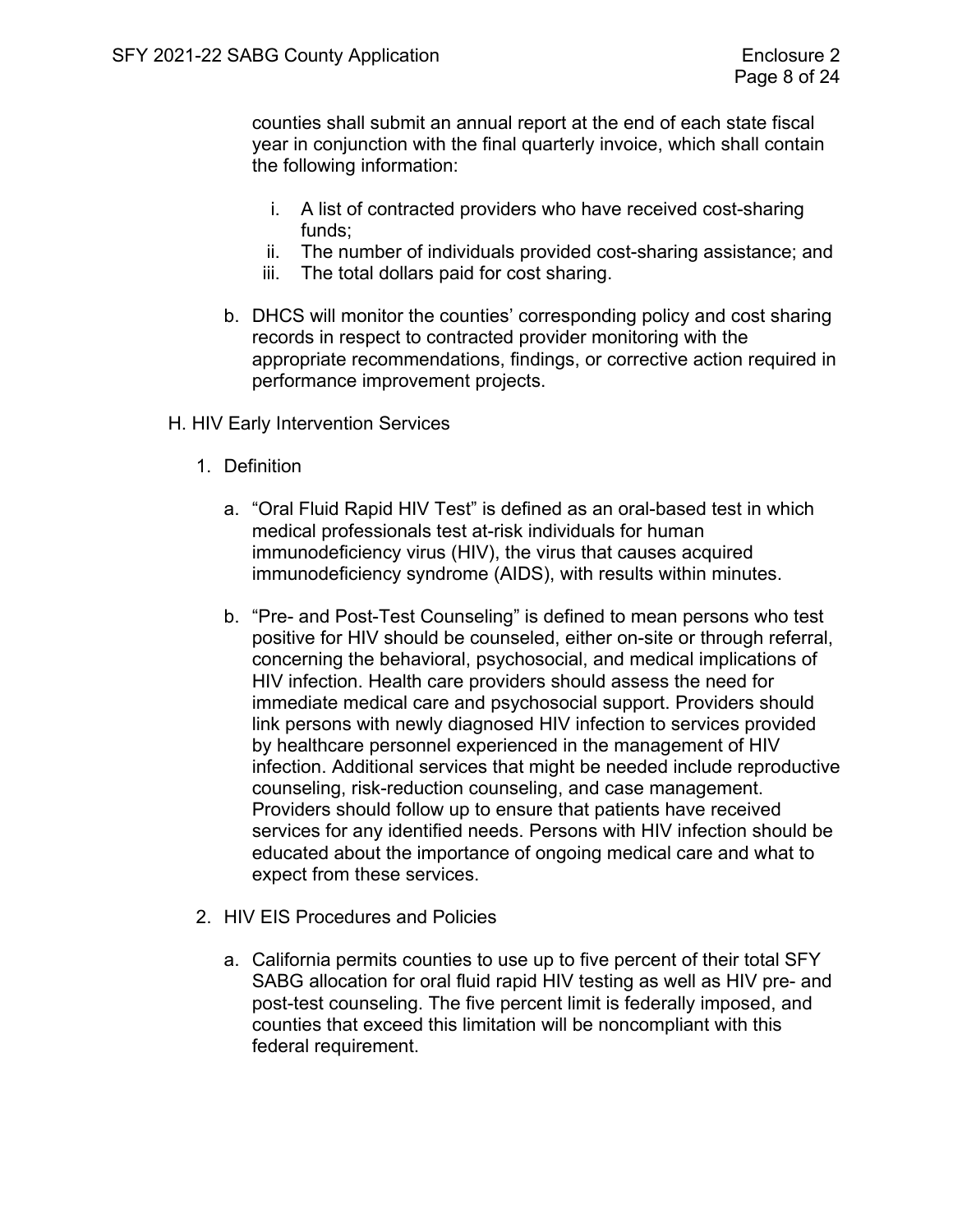counties shall submit an annual report at the end of each state fiscal year in conjunction with the final quarterly invoice, which shall contain the following information:

i. A list of contracted providers who have received cost-sharing funds;
ii. The number of individuals provided cost-sharing assistance; and
iii. The total dollars paid for cost sharing.

b. DHCS will monitor the counties' corresponding policy and cost sharing records in respect to contracted provider monitoring with the appropriate recommendations, findings, or corrective action required in performance improvement projects.

H. HIV Early Intervention Services

1. Definition

a. "Oral Fluid Rapid HIV Test" is defined as an oral-based test in which medical professionals test at-risk individuals for human immunodeficiency virus (HIV), the virus that causes acquired immunodeficiency syndrome (AIDS), with results within minutes.

b. "Pre- and Post-Test Counseling" is defined to mean persons who test positive for HIV should be counseled, either on-site or through referral, concerning the behavioral, psychosocial, and medical implications of HIV infection. Health care providers should assess the need for immediate medical care and psychosocial support. Providers should link persons with newly diagnosed HIV infection to services provided by healthcare personnel experienced in the management of HIV infection. Additional services that might be needed include reproductive counseling, risk-reduction counseling, and case management. Providers should follow up to ensure that patients have received services for any identified needs. Persons with HIV infection should be educated about the importance of ongoing medical care and what to expect from these services.

2. HIV EIS Procedures and Policies

a. California permits counties to use up to five percent of their total SFY SABG allocation for oral fluid rapid HIV testing as well as HIV pre- and post-test counseling. The five percent limit is federally imposed, and counties that exceed this limitation will be noncompliant with this federal requirement.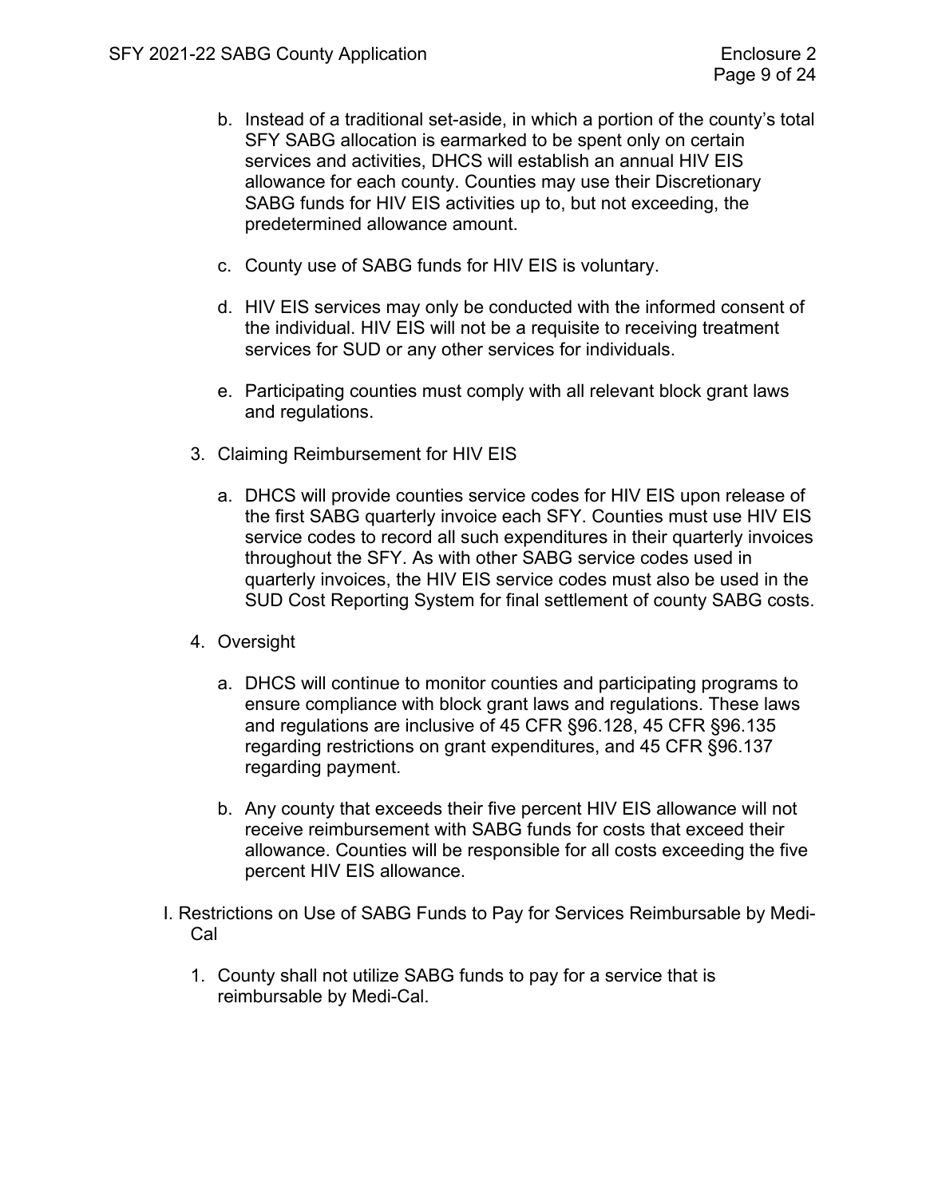b. Instead of a traditional set-aside, in which a portion of the county's total SFY SABG allocation is earmarked to be spent only on certain services and activities, DHCS will establish an annual HIV EIS allowance for each county. Counties may use their Discretionary SABG funds for HIV EIS activities up to, but not exceeding, the predetermined allowance amount.

c. County use of SABG funds for HIV EIS is voluntary.

d. HIV EIS services may only be conducted with the informed consent of the individual. HIV EIS will not be a requisite to receiving treatment services for SUD or any other services for individuals.

e. Participating counties must comply with all relevant block grant laws and regulations.

3. Claiming Reimbursement for HIV EIS

   a. DHCS will provide counties service codes for HIV EIS upon release of the first SABG quarterly invoice each SFY. Counties must use HIV EIS service codes to record all such expenditures in their quarterly invoices throughout the SFY. As with other SABG service codes used in quarterly invoices, the HIV EIS service codes must also be used in the SUD Cost Reporting System for final settlement of county SABG costs.

4. Oversight

   a. DHCS will continue to monitor counties and participating programs to ensure compliance with block grant laws and regulations. These laws and regulations are inclusive of 45 CFR §96.128, 45 CFR §96.135 regarding restrictions on grant expenditures, and 45 CFR §96.137 regarding payment.

   b. Any county that exceeds their five percent HIV EIS allowance will not receive reimbursement with SABG funds for costs that exceed their allowance. Counties will be responsible for all costs exceeding the five percent HIV EIS allowance.

I. Restrictions on Use of SABG Funds to Pay for Services Reimbursable by Medi-Cal

1. County shall not utilize SABG funds to pay for a service that is reimbursable by Medi-Cal.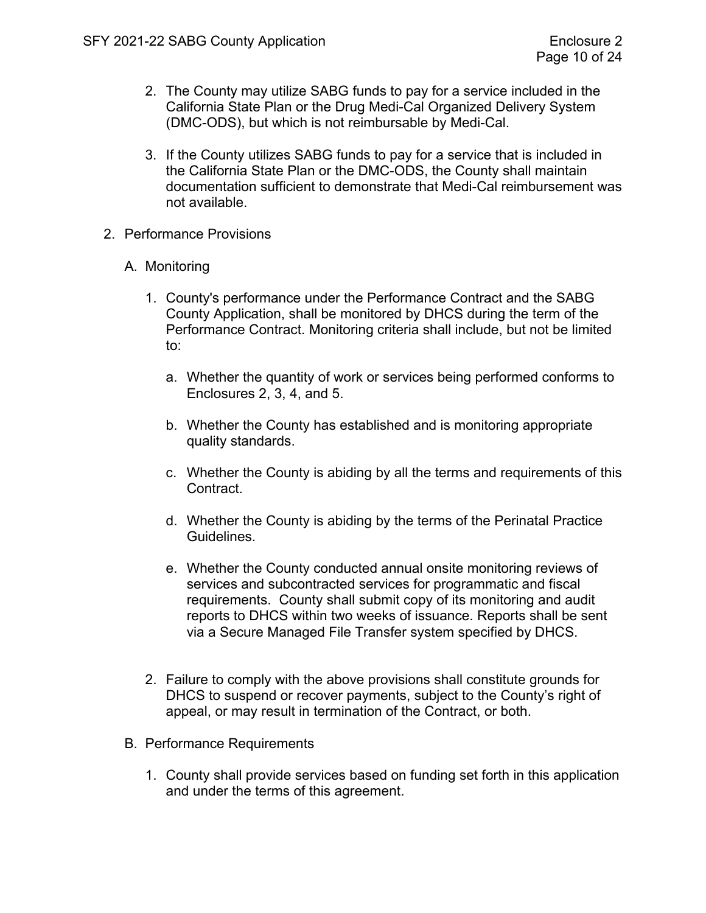2. The County may utilize SABG funds to pay for a service included in the California State Plan or the Drug Medi-Cal Organized Delivery System (DMC-ODS), but which is not reimbursable by Medi-Cal.

3. If the County utilizes SABG funds to pay for a service that is included in the California State Plan or the DMC-ODS, the County shall maintain documentation sufficient to demonstrate that Medi-Cal reimbursement was not available.

2. Performance Provisions

   A. Monitoring

      1. County's performance under the Performance Contract and the SABG County Application, shall be monitored by DHCS during the term of the Performance Contract. Monitoring criteria shall include, but not be limited to:

         a. Whether the quantity of work or services being performed conforms to Enclosures 2, 3, 4, and 5.

         b. Whether the County has established and is monitoring appropriate quality standards.

         c. Whether the County is abiding by all the terms and requirements of this Contract.

         d. Whether the County is abiding by the terms of the Perinatal Practice Guidelines.

         e. Whether the County conducted annual onsite monitoring reviews of services and subcontracted services for programmatic and fiscal requirements. County shall submit copy of its monitoring and audit reports to DHCS within two weeks of issuance. Reports shall be sent via a Secure Managed File Transfer system specified by DHCS.

      2. Failure to comply with the above provisions shall constitute grounds for DHCS to suspend or recover payments, subject to the County's right of appeal, or may result in termination of the Contract, or both.

   B. Performance Requirements

      1. County shall provide services based on funding set forth in this application and under the terms of this agreement.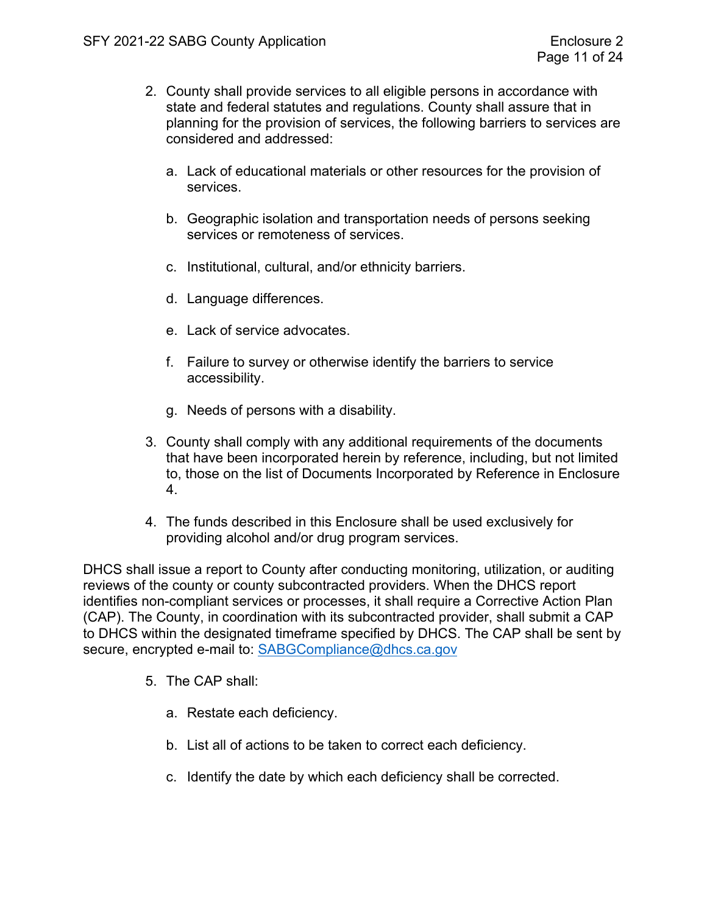2. County shall provide services to all eligible persons in accordance with state and federal statutes and regulations. County shall assure that in planning for the provision of services, the following barriers to services are considered and addressed:

    a. Lack of educational materials or other resources for the provision of services.

    b. Geographic isolation and transportation needs of persons seeking services or remoteness of services.

    c. Institutional, cultural, and/or ethnicity barriers.

    d. Language differences.

    e. Lack of service advocates.

    f. Failure to survey or otherwise identify the barriers to service accessibility.

    g. Needs of persons with a disability.

3. County shall comply with any additional requirements of the documents that have been incorporated herein by reference, including, but not limited to, those on the list of Documents Incorporated by Reference in Enclosure 4.

4. The funds described in this Enclosure shall be used exclusively for providing alcohol and/or drug program services.

DHCS shall issue a report to County after conducting monitoring, utilization, or auditing reviews of the county or county subcontracted providers. When the DHCS report identifies non-compliant services or processes, it shall require a Corrective Action Plan (CAP). The County, in coordination with its subcontracted provider, shall submit a CAP to DHCS within the designated timeframe specified by DHCS. The CAP shall be sent by secure, encrypted e-mail to: SABGCompliance@dhcs.ca.gov

5. The CAP shall:

    a. Restate each deficiency.

    b. List all of actions to be taken to correct each deficiency.

    c. Identify the date by which each deficiency shall be corrected.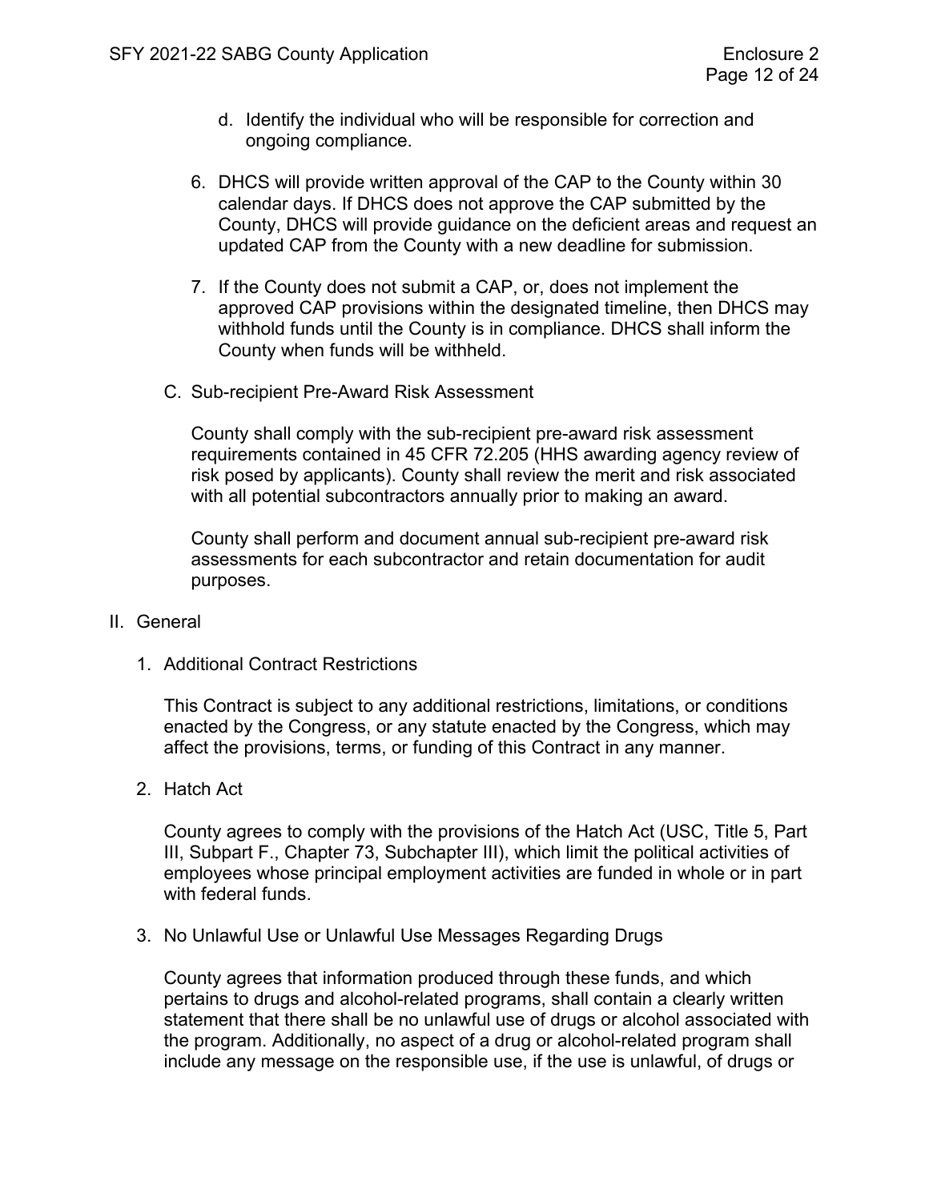d. Identify the individual who will be responsible for correction and ongoing compliance.

6. DHCS will provide written approval of the CAP to the County within 30 calendar days. If DHCS does not approve the CAP submitted by the County, DHCS will provide guidance on the deficient areas and request an updated CAP from the County with a new deadline for submission.

7. If the County does not submit a CAP, or, does not implement the approved CAP provisions within the designated timeline, then DHCS may withhold funds until the County is in compliance. DHCS shall inform the County when funds will be withheld.

C. Sub-recipient Pre-Award Risk Assessment

County shall comply with the sub-recipient pre-award risk assessment requirements contained in 45 CFR 72.205 (HHS awarding agency review of risk posed by applicants). County shall review the merit and risk associated with all potential subcontractors annually prior to making an award.

County shall perform and document annual sub-recipient pre-award risk assessments for each subcontractor and retain documentation for audit purposes.

II. General

1. Additional Contract Restrictions

This Contract is subject to any additional restrictions, limitations, or conditions enacted by the Congress, or any statute enacted by the Congress, which may affect the provisions, terms, or funding of this Contract in any manner.

2. Hatch Act

County agrees to comply with the provisions of the Hatch Act (USC, Title 5, Part III, Subpart F., Chapter 73, Subchapter III), which limit the political activities of employees whose principal employment activities are funded in whole or in part with federal funds.

3. No Unlawful Use or Unlawful Use Messages Regarding Drugs

County agrees that information produced through these funds, and which pertains to drugs and alcohol-related programs, shall contain a clearly written statement that there shall be no unlawful use of drugs or alcohol associated with the program. Additionally, no aspect of a drug or alcohol-related program shall include any message on the responsible use, if the use is unlawful, of drugs or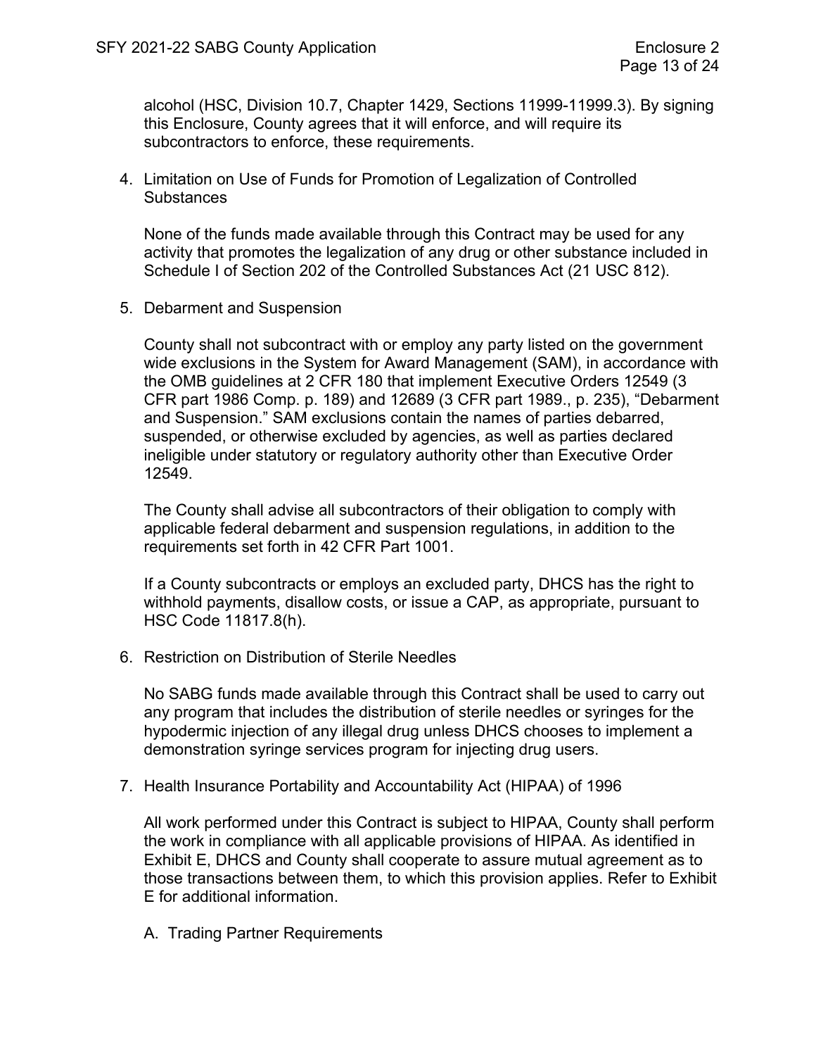alcohol (HSC, Division 10.7, Chapter 1429, Sections 11999-11999.3). By signing this Enclosure, County agrees that it will enforce, and will require its subcontractors to enforce, these requirements.

4. Limitation on Use of Funds for Promotion of Legalization of Controlled Substances

   None of the funds made available through this Contract may be used for any activity that promotes the legalization of any drug or other substance included in Schedule I of Section 202 of the Controlled Substances Act (21 USC 812).

5. Debarment and Suspension

   County shall not subcontract with or employ any party listed on the government wide exclusions in the System for Award Management (SAM), in accordance with the OMB guidelines at 2 CFR 180 that implement Executive Orders 12549 (3 CFR part 1986 Comp. p. 189) and 12689 (3 CFR part 1989., p. 235), "Debarment and Suspension." SAM exclusions contain the names of parties debarred, suspended, or otherwise excluded by agencies, as well as parties declared ineligible under statutory or regulatory authority other than Executive Order 12549.

   The County shall advise all subcontractors of their obligation to comply with applicable federal debarment and suspension regulations, in addition to the requirements set forth in 42 CFR Part 1001.

   If a County subcontracts or employs an excluded party, DHCS has the right to withhold payments, disallow costs, or issue a CAP, as appropriate, pursuant to HSC Code 11817.8(h).

6. Restriction on Distribution of Sterile Needles

   No SABG funds made available through this Contract shall be used to carry out any program that includes the distribution of sterile needles or syringes for the hypodermic injection of any illegal drug unless DHCS chooses to implement a demonstration syringe services program for injecting drug users.

7. Health Insurance Portability and Accountability Act (HIPAA) of 1996

   All work performed under this Contract is subject to HIPAA, County shall perform the work in compliance with all applicable provisions of HIPAA. As identified in Exhibit E, DHCS and County shall cooperate to assure mutual agreement as to those transactions between them, to which this provision applies. Refer to Exhibit E for additional information.

   A. Trading Partner Requirements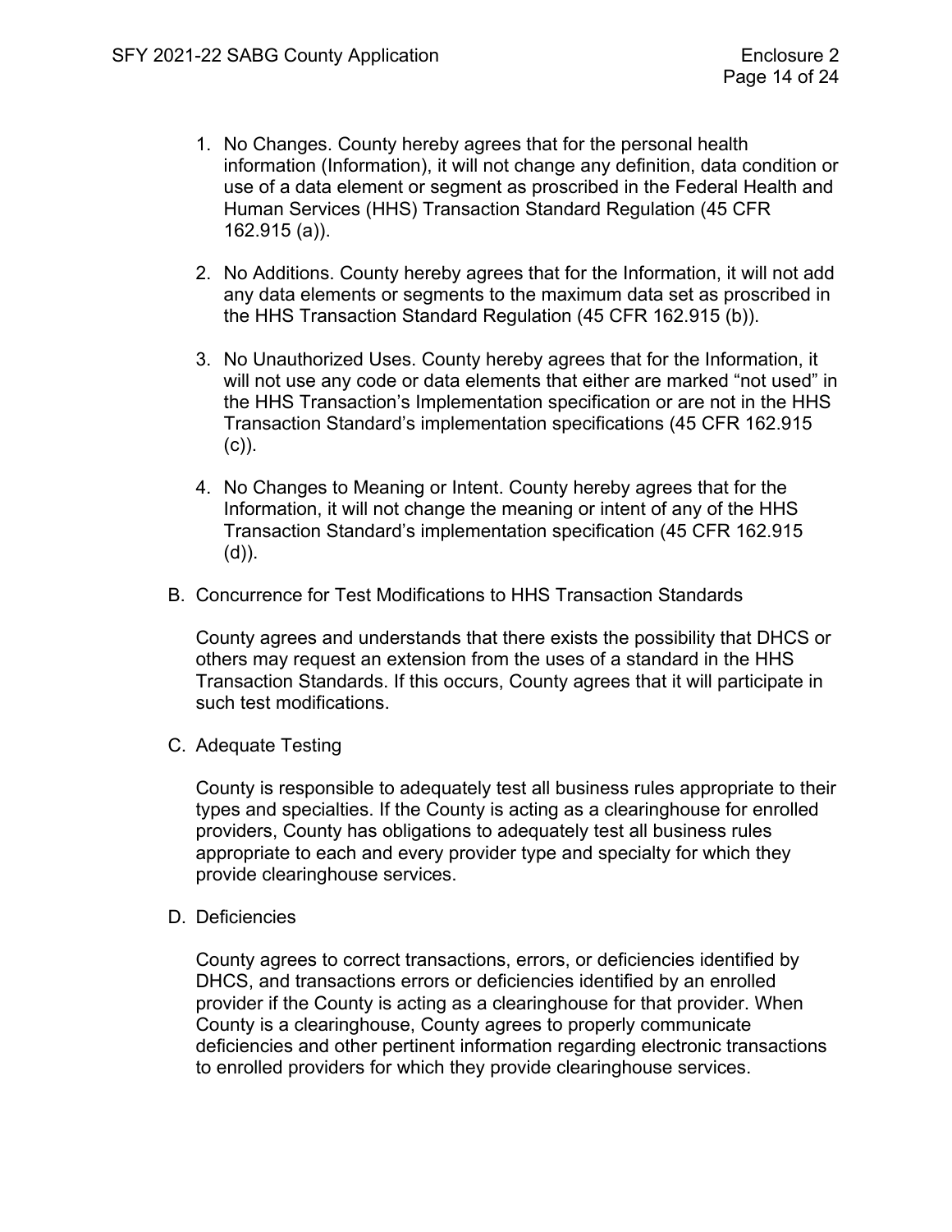1. No Changes. County hereby agrees that for the personal health information (Information), it will not change any definition, data condition or use of a data element or segment as proscribed in the Federal Health and Human Services (HHS) Transaction Standard Regulation (45 CFR 162.915 (a)).

2. No Additions. County hereby agrees that for the Information, it will not add any data elements or segments to the maximum data set as proscribed in the HHS Transaction Standard Regulation (45 CFR 162.915 (b)).

3. No Unauthorized Uses. County hereby agrees that for the Information, it will not use any code or data elements that either are marked "not used" in the HHS Transaction's Implementation specification or are not in the HHS Transaction Standard's implementation specifications (45 CFR 162.915 (c)).

4. No Changes to Meaning or Intent. County hereby agrees that for the Information, it will not change the meaning or intent of any of the HHS Transaction Standard's implementation specification (45 CFR 162.915 (d)).

B. Concurrence for Test Modifications to HHS Transaction Standards

County agrees and understands that there exists the possibility that DHCS or others may request an extension from the uses of a standard in the HHS Transaction Standards. If this occurs, County agrees that it will participate in such test modifications.

C. Adequate Testing

County is responsible to adequately test all business rules appropriate to their types and specialties. If the County is acting as a clearinghouse for enrolled providers, County has obligations to adequately test all business rules appropriate to each and every provider type and specialty for which they provide clearinghouse services.

D. Deficiencies

County agrees to correct transactions, errors, or deficiencies identified by DHCS, and transactions errors or deficiencies identified by an enrolled provider if the County is acting as a clearinghouse for that provider. When County is a clearinghouse, County agrees to properly communicate deficiencies and other pertinent information regarding electronic transactions to enrolled providers for which they provide clearinghouse services.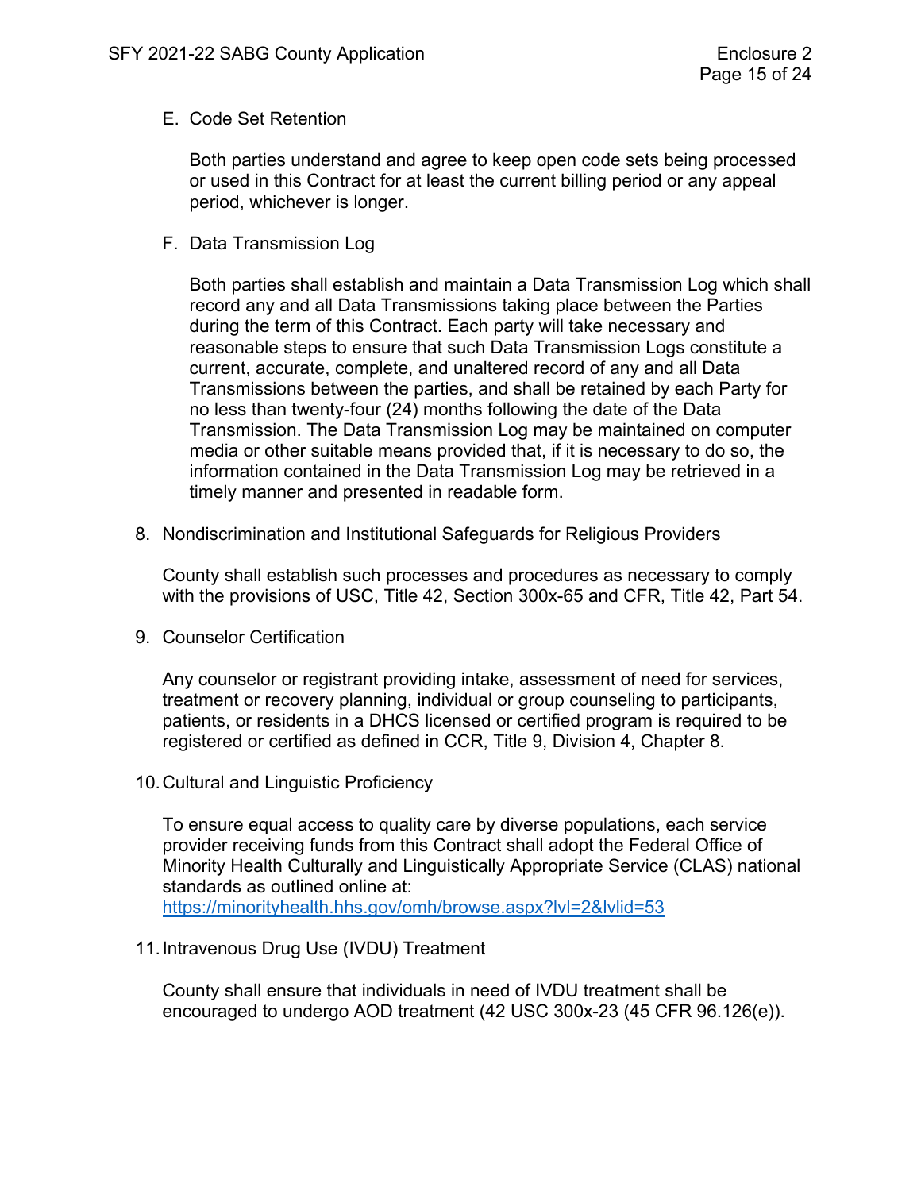E. Code Set Retention

   Both parties understand and agree to keep open code sets being processed or used in this Contract for at least the current billing period or any appeal period, whichever is longer.

F. Data Transmission Log

   Both parties shall establish and maintain a Data Transmission Log which shall record any and all Data Transmissions taking place between the Parties during the term of this Contract. Each party will take necessary and reasonable steps to ensure that such Data Transmission Logs constitute a current, accurate, complete, and unaltered record of any and all Data Transmissions between the parties, and shall be retained by each Party for no less than twenty-four (24) months following the date of the Data Transmission. The Data Transmission Log may be maintained on computer media or other suitable means provided that, if it is necessary to do so, the information contained in the Data Transmission Log may be retrieved in a timely manner and presented in readable form.

8. Nondiscrimination and Institutional Safeguards for Religious Providers

   County shall establish such processes and procedures as necessary to comply with the provisions of USC, Title 42, Section 300x-65 and CFR, Title 42, Part 54.

9. Counselor Certification

   Any counselor or registrant providing intake, assessment of need for services, treatment or recovery planning, individual or group counseling to participants, patients, or residents in a DHCS licensed or certified program is required to be registered or certified as defined in CCR, Title 9, Division 4, Chapter 8.

10. Cultural and Linguistic Proficiency

   To ensure equal access to quality care by diverse populations, each service provider receiving funds from this Contract shall adopt the Federal Office of Minority Health Culturally and Linguistically Appropriate Service (CLAS) national standards as outlined online at: [https://minorityhealth.hhs.gov/omh/browse.aspx?lvl=2&lvlid=53](https://minorityhealth.hhs.gov/omh/browse.aspx?lvl=2&lvlid=53)

11. Intravenous Drug Use (IVDU) Treatment

   County shall ensure that individuals in need of IVDU treatment shall be encouraged to undergo AOD treatment (42 USC 300x-23 (45 CFR 96.126(e)).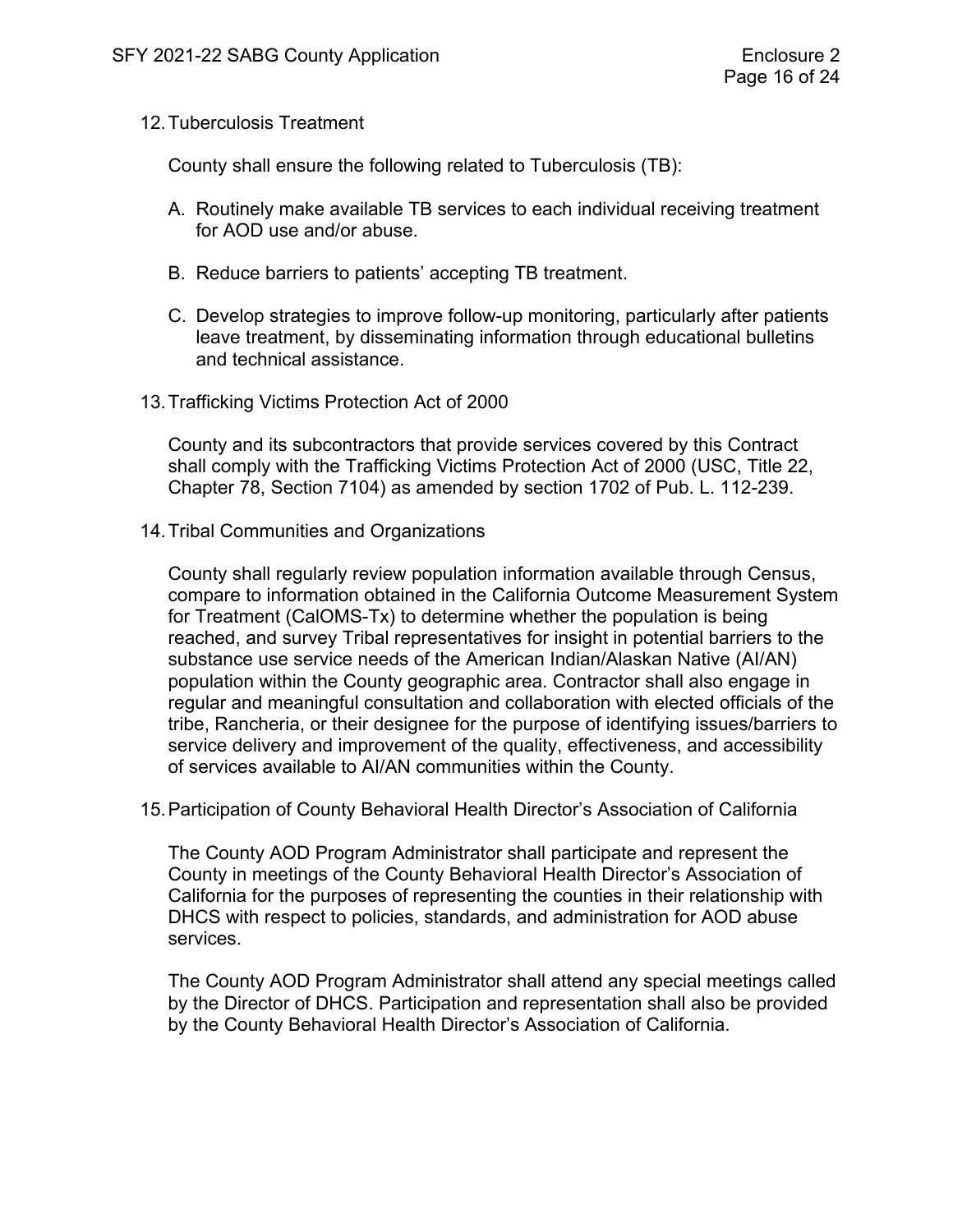12. Tuberculosis Treatment

    County shall ensure the following related to Tuberculosis (TB):

    A. Routinely make available TB services to each individual receiving treatment for AOD use and/or abuse.

    B. Reduce barriers to patients' accepting TB treatment.

    C. Develop strategies to improve follow-up monitoring, particularly after patients leave treatment, by disseminating information through educational bulletins and technical assistance.

13. Trafficking Victims Protection Act of 2000

    County and its subcontractors that provide services covered by this Contract shall comply with the Trafficking Victims Protection Act of 2000 (USC, Title 22, Chapter 78, Section 7104) as amended by section 1702 of Pub. L. 112-239.

14. Tribal Communities and Organizations

    County shall regularly review population information available through Census, compare to information obtained in the California Outcome Measurement System for Treatment (CalOMS-Tx) to determine whether the population is being reached, and survey Tribal representatives for insight in potential barriers to the substance use service needs of the American Indian/Alaskan Native (AI/AN) population within the County geographic area. Contractor shall also engage in regular and meaningful consultation and collaboration with elected officials of the tribe, Rancheria, or their designee for the purpose of identifying issues/barriers to service delivery and improvement of the quality, effectiveness, and accessibility of services available to AI/AN communities within the County.

15. Participation of County Behavioral Health Director's Association of California

    The County AOD Program Administrator shall participate and represent the County in meetings of the County Behavioral Health Director's Association of California for the purposes of representing the counties in their relationship with DHCS with respect to policies, standards, and administration for AOD abuse services.

    The County AOD Program Administrator shall attend any special meetings called by the Director of DHCS. Participation and representation shall also be provided by the County Behavioral Health Director's Association of California.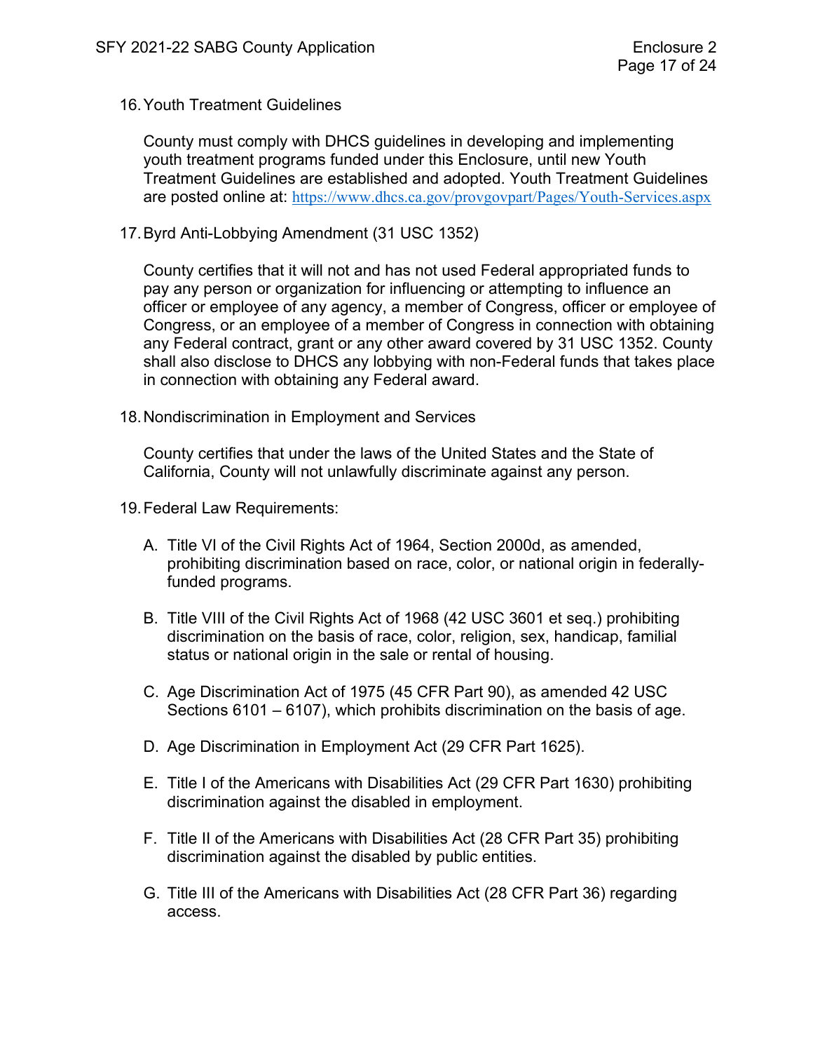16. Youth Treatment Guidelines

    County must comply with DHCS guidelines in developing and implementing youth treatment programs funded under this Enclosure, until new Youth Treatment Guidelines are established and adopted. Youth Treatment Guidelines are posted online at: https://www.dhcs.ca.gov/provgovpart/Pages/Youth-Services.aspx

17. Byrd Anti-Lobbying Amendment (31 USC 1352)

    County certifies that it will not and has not used Federal appropriated funds to pay any person or organization for influencing or attempting to influence an officer or employee of any agency, a member of Congress, officer or employee of Congress, or an employee of a member of Congress in connection with obtaining any Federal contract, grant or any other award covered by 31 USC 1352. County shall also disclose to DHCS any lobbying with non-Federal funds that takes place in connection with obtaining any Federal award.

18. Nondiscrimination in Employment and Services

    County certifies that under the laws of the United States and the State of California, County will not unlawfully discriminate against any person.

19. Federal Law Requirements:

    A. Title VI of the Civil Rights Act of 1964, Section 2000d, as amended, prohibiting discrimination based on race, color, or national origin in federally-funded programs.

    B. Title VIII of the Civil Rights Act of 1968 (42 USC 3601 et seq.) prohibiting discrimination on the basis of race, color, religion, sex, handicap, familial status or national origin in the sale or rental of housing.

    C. Age Discrimination Act of 1975 (45 CFR Part 90), as amended 42 USC Sections 6101 – 6107), which prohibits discrimination on the basis of age.

    D. Age Discrimination in Employment Act (29 CFR Part 1625).

    E. Title I of the Americans with Disabilities Act (29 CFR Part 1630) prohibiting discrimination against the disabled in employment.

    F. Title II of the Americans with Disabilities Act (28 CFR Part 35) prohibiting discrimination against the disabled by public entities.

    G. Title III of the Americans with Disabilities Act (28 CFR Part 36) regarding access.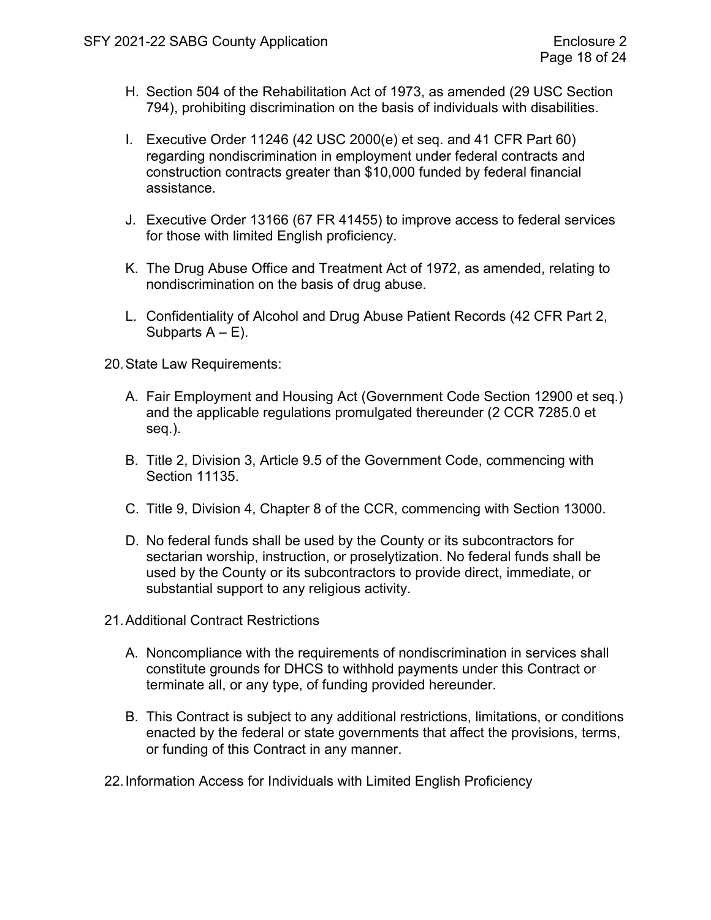H. Section 504 of the Rehabilitation Act of 1973, as amended (29 USC Section 794), prohibiting discrimination on the basis of individuals with disabilities.

I. Executive Order 11246 (42 USC 2000(e) et seq. and 41 CFR Part 60) regarding nondiscrimination in employment under federal contracts and construction contracts greater than $10,000 funded by federal financial assistance.

J. Executive Order 13166 (67 FR 41455) to improve access to federal services for those with limited English proficiency.

K. The Drug Abuse Office and Treatment Act of 1972, as amended, relating to nondiscrimination on the basis of drug abuse.

L. Confidentiality of Alcohol and Drug Abuse Patient Records (42 CFR Part 2, Subparts A – E).

20. State Law Requirements:

A. Fair Employment and Housing Act (Government Code Section 12900 et seq.) and the applicable regulations promulgated thereunder (2 CCR 7285.0 et seq.).

B. Title 2, Division 3, Article 9.5 of the Government Code, commencing with Section 11135.

C. Title 9, Division 4, Chapter 8 of the CCR, commencing with Section 13000.

D. No federal funds shall be used by the County or its subcontractors for sectarian worship, instruction, or proselytization. No federal funds shall be used by the County or its subcontractors to provide direct, immediate, or substantial support to any religious activity.

21. Additional Contract Restrictions

A. Noncompliance with the requirements of nondiscrimination in services shall constitute grounds for DHCS to withhold payments under this Contract or terminate all, or any type, of funding provided hereunder.

B. This Contract is subject to any additional restrictions, limitations, or conditions enacted by the federal or state governments that affect the provisions, terms, or funding of this Contract in any manner.

22. Information Access for Individuals with Limited English Proficiency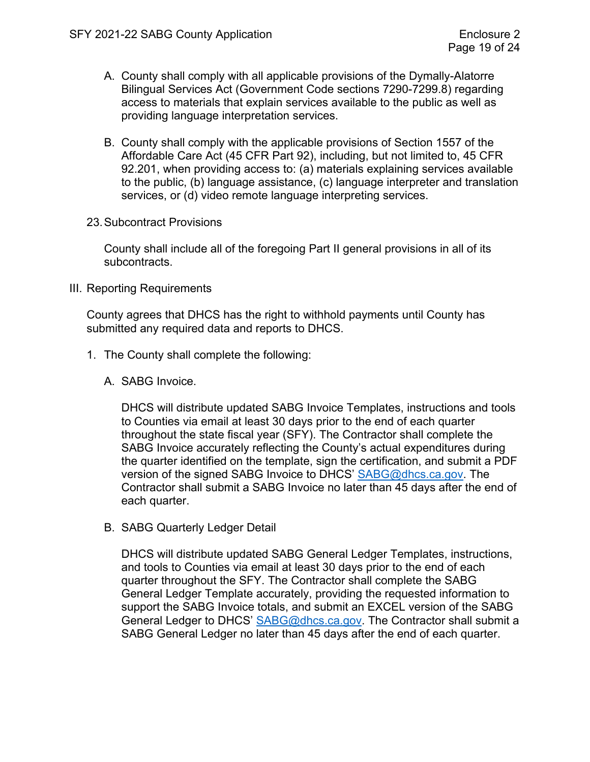A. County shall comply with all applicable provisions of the Dymally-Alatorre Bilingual Services Act (Government Code sections 7290-7299.8) regarding access to materials that explain services available to the public as well as providing language interpretation services.

B. County shall comply with the applicable provisions of Section 1557 of the Affordable Care Act (45 CFR Part 92), including, but not limited to, 45 CFR 92.201, when providing access to: (a) materials explaining services available to the public, (b) language assistance, (c) language interpreter and translation services, or (d) video remote language interpreting services.

23. Subcontract Provisions

County shall include all of the foregoing Part II general provisions in all of its subcontracts.

III. Reporting Requirements

County agrees that DHCS has the right to withhold payments until County has submitted any required data and reports to DHCS.

1. The County shall complete the following:

   A. SABG Invoice.

   DHCS will distribute updated SABG Invoice Templates, instructions and tools to Counties via email at least 30 days prior to the end of each quarter throughout the state fiscal year (SFY). The Contractor shall complete the SABG Invoice accurately reflecting the County's actual expenditures during the quarter identified on the template, sign the certification, and submit a PDF version of the signed SABG Invoice to DHCS' SABG@dhcs.ca.gov. The Contractor shall submit a SABG Invoice no later than 45 days after the end of each quarter.

   B. SABG Quarterly Ledger Detail

   DHCS will distribute updated SABG General Ledger Templates, instructions, and tools to Counties via email at least 30 days prior to the end of each quarter throughout the SFY. The Contractor shall complete the SABG General Ledger Template accurately, providing the requested information to support the SABG Invoice totals, and submit an EXCEL version of the SABG General Ledger to DHCS' SABG@dhcs.ca.gov. The Contractor shall submit a SABG General Ledger no later than 45 days after the end of each quarter.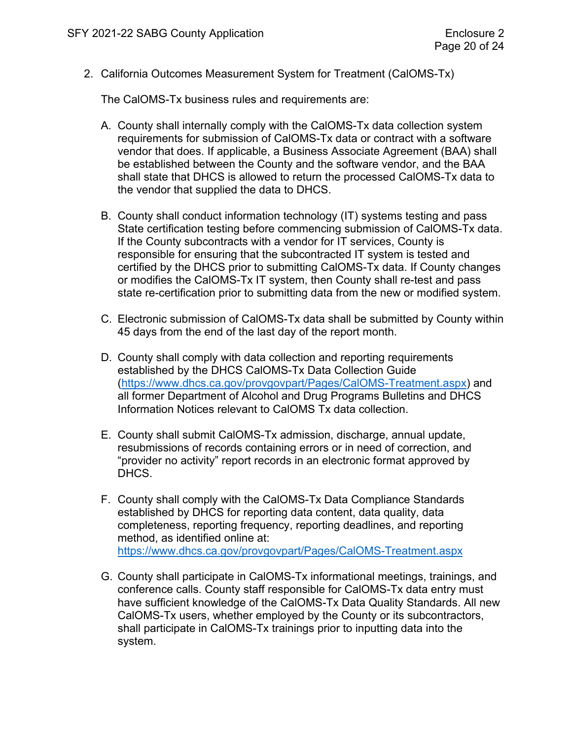2. California Outcomes Measurement System for Treatment (CalOMS-Tx)

   The CalOMS-Tx business rules and requirements are:

   A. County shall internally comply with the CalOMS-Tx data collection system requirements for submission of CalOMS-Tx data or contract with a software vendor that does. If applicable, a Business Associate Agreement (BAA) shall be established between the County and the software vendor, and the BAA shall state that DHCS is allowed to return the processed CalOMS-Tx data to the vendor that supplied the data to DHCS.

   B. County shall conduct information technology (IT) systems testing and pass State certification testing before commencing submission of CalOMS-Tx data. If the County subcontracts with a vendor for IT services, County is responsible for ensuring that the subcontracted IT system is tested and certified by the DHCS prior to submitting CalOMS-Tx data. If County changes or modifies the CalOMS-Tx IT system, then County shall re-test and pass state re-certification prior to submitting data from the new or modified system.

   C. Electronic submission of CalOMS-Tx data shall be submitted by County within 45 days from the end of the last day of the report month.

   D. County shall comply with data collection and reporting requirements established by the DHCS CalOMS-Tx Data Collection Guide (https://www.dhcs.ca.gov/provgovpart/Pages/CalOMS-Treatment.aspx) and all former Department of Alcohol and Drug Programs Bulletins and DHCS Information Notices relevant to CalOMS Tx data collection.

   E. County shall submit CalOMS-Tx admission, discharge, annual update, resubmissions of records containing errors or in need of correction, and "provider no activity" report records in an electronic format approved by DHCS.

   F. County shall comply with the CalOMS-Tx Data Compliance Standards established by DHCS for reporting data content, data quality, data completeness, reporting frequency, reporting deadlines, and reporting method, as identified online at: https://www.dhcs.ca.gov/provgovpart/Pages/CalOMS-Treatment.aspx

   G. County shall participate in CalOMS-Tx informational meetings, trainings, and conference calls. County staff responsible for CalOMS-Tx data entry must have sufficient knowledge of the CalOMS-Tx Data Quality Standards. All new CalOMS-Tx users, whether employed by the County or its subcontractors, shall participate in CalOMS-Tx trainings prior to inputting data into the system.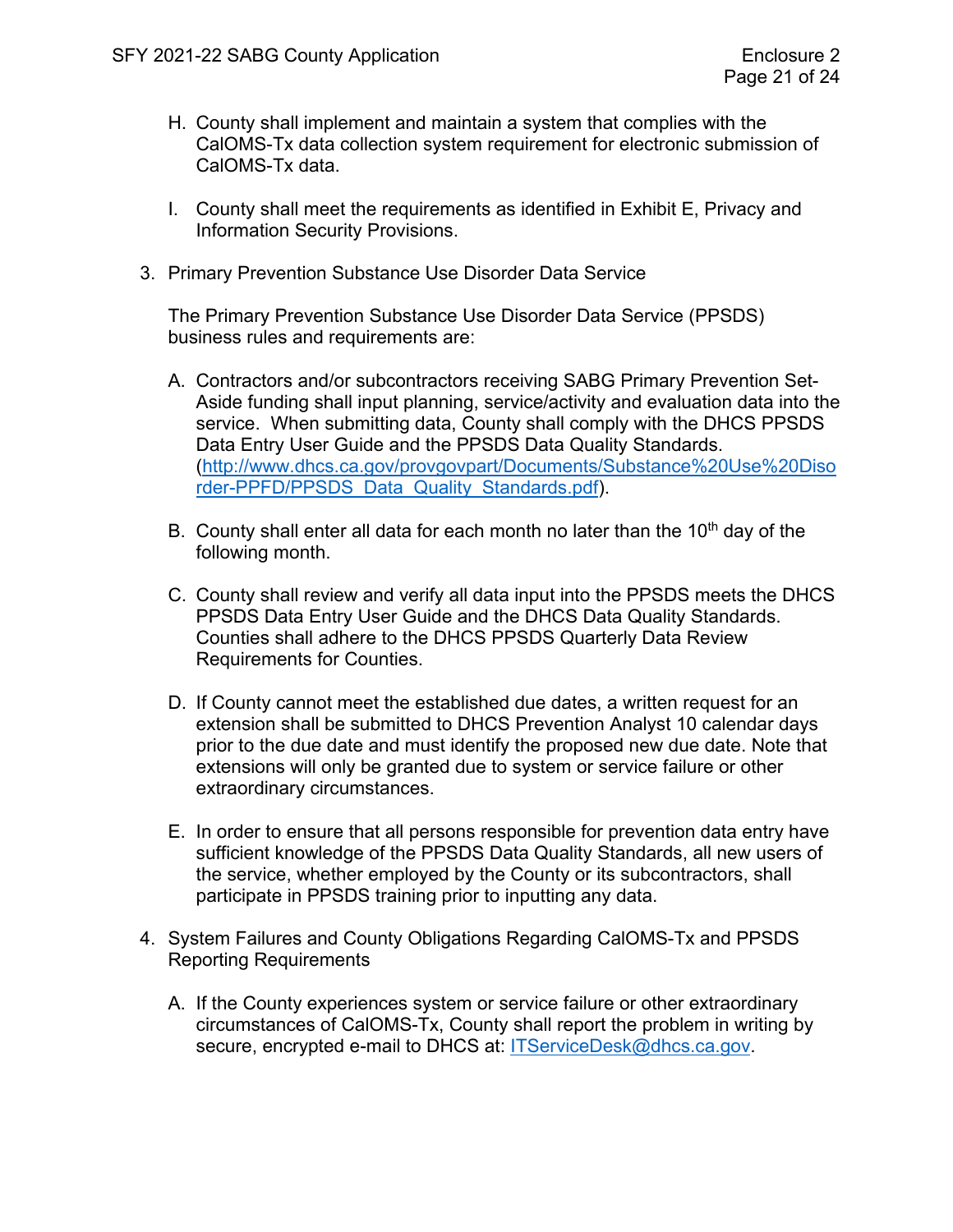H. County shall implement and maintain a system that complies with the CalOMS-Tx data collection system requirement for electronic submission of CalOMS-Tx data.

I. County shall meet the requirements as identified in Exhibit E, Privacy and Information Security Provisions.

3. Primary Prevention Substance Use Disorder Data Service

   The Primary Prevention Substance Use Disorder Data Service (PPSDS) business rules and requirements are:

   A. Contractors and/or subcontractors receiving SABG Primary Prevention Set-Aside funding shall input planning, service/activity and evaluation data into the service. When submitting data, County shall comply with the DHCS PPSDS Data Entry User Guide and the PPSDS Data Quality Standards. (http://www.dhcs.ca.gov/provgovpart/Documents/Substance%20Use%20Disorder-PPFD/PPSDS_Data_Quality_Standards.pdf).

   B. County shall enter all data for each month no later than the 10th day of the following month.

   C. County shall review and verify all data input into the PPSDS meets the DHCS PPSDS Data Entry User Guide and the DHCS Data Quality Standards. Counties shall adhere to the DHCS PPSDS Quarterly Data Review Requirements for Counties.

   D. If County cannot meet the established due dates, a written request for an extension shall be submitted to DHCS Prevention Analyst 10 calendar days prior to the due date and must identify the proposed new due date. Note that extensions will only be granted due to system or service failure or other extraordinary circumstances.

   E. In order to ensure that all persons responsible for prevention data entry have sufficient knowledge of the PPSDS Data Quality Standards, all new users of the service, whether employed by the County or its subcontractors, shall participate in PPSDS training prior to inputting any data.

4. System Failures and County Obligations Regarding CalOMS-Tx and PPSDS Reporting Requirements

   A. If the County experiences system or service failure or other extraordinary circumstances of CalOMS-Tx, County shall report the problem in writing by secure, encrypted e-mail to DHCS at: ITServiceDesk@dhcs.ca.gov.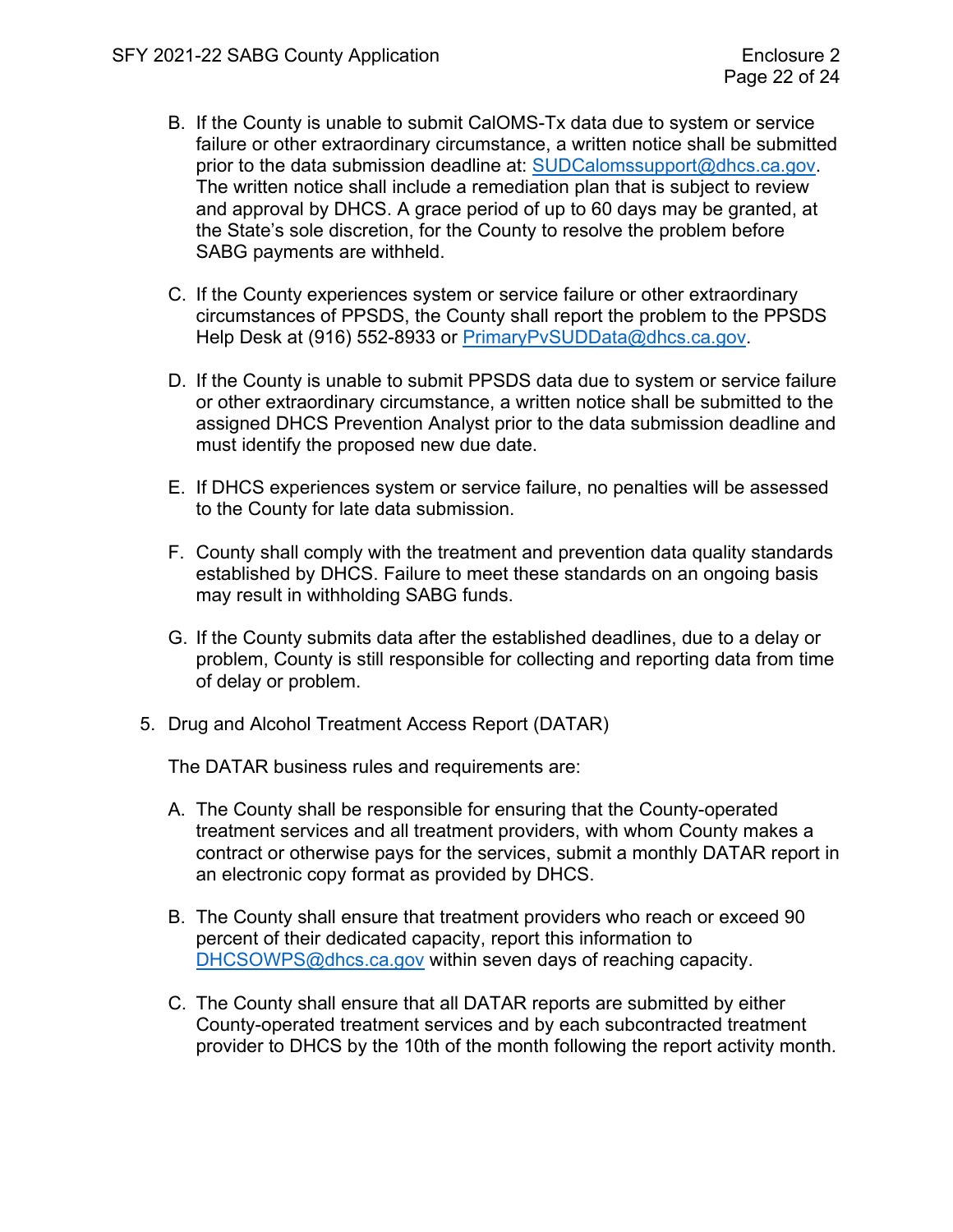B. If the County is unable to submit CalOMS-Tx data due to system or service failure or other extraordinary circumstance, a written notice shall be submitted prior to the data submission deadline at: SUDCalomssupport@dhcs.ca.gov. The written notice shall include a remediation plan that is subject to review and approval by DHCS. A grace period of up to 60 days may be granted, at the State's sole discretion, for the County to resolve the problem before SABG payments are withheld.

C. If the County experiences system or service failure or other extraordinary circumstances of PPSDS, the County shall report the problem to the PPSDS Help Desk at (916) 552-8933 or PrimaryPvSUDData@dhcs.ca.gov.

D. If the County is unable to submit PPSDS data due to system or service failure or other extraordinary circumstance, a written notice shall be submitted to the assigned DHCS Prevention Analyst prior to the data submission deadline and must identify the proposed new due date.

E. If DHCS experiences system or service failure, no penalties will be assessed to the County for late data submission.

F. County shall comply with the treatment and prevention data quality standards established by DHCS. Failure to meet these standards on an ongoing basis may result in withholding SABG funds.

G. If the County submits data after the established deadlines, due to a delay or problem, County is still responsible for collecting and reporting data from time of delay or problem.

5. Drug and Alcohol Treatment Access Report (DATAR)

The DATAR business rules and requirements are:

A. The County shall be responsible for ensuring that the County-operated treatment services and all treatment providers, with whom County makes a contract or otherwise pays for the services, submit a monthly DATAR report in an electronic copy format as provided by DHCS.

B. The County shall ensure that treatment providers who reach or exceed 90 percent of their dedicated capacity, report this information to DHCSOWPS@dhcs.ca.gov within seven days of reaching capacity.

C. The County shall ensure that all DATAR reports are submitted by either County-operated treatment services and by each subcontracted treatment provider to DHCS by the 10th of the month following the report activity month.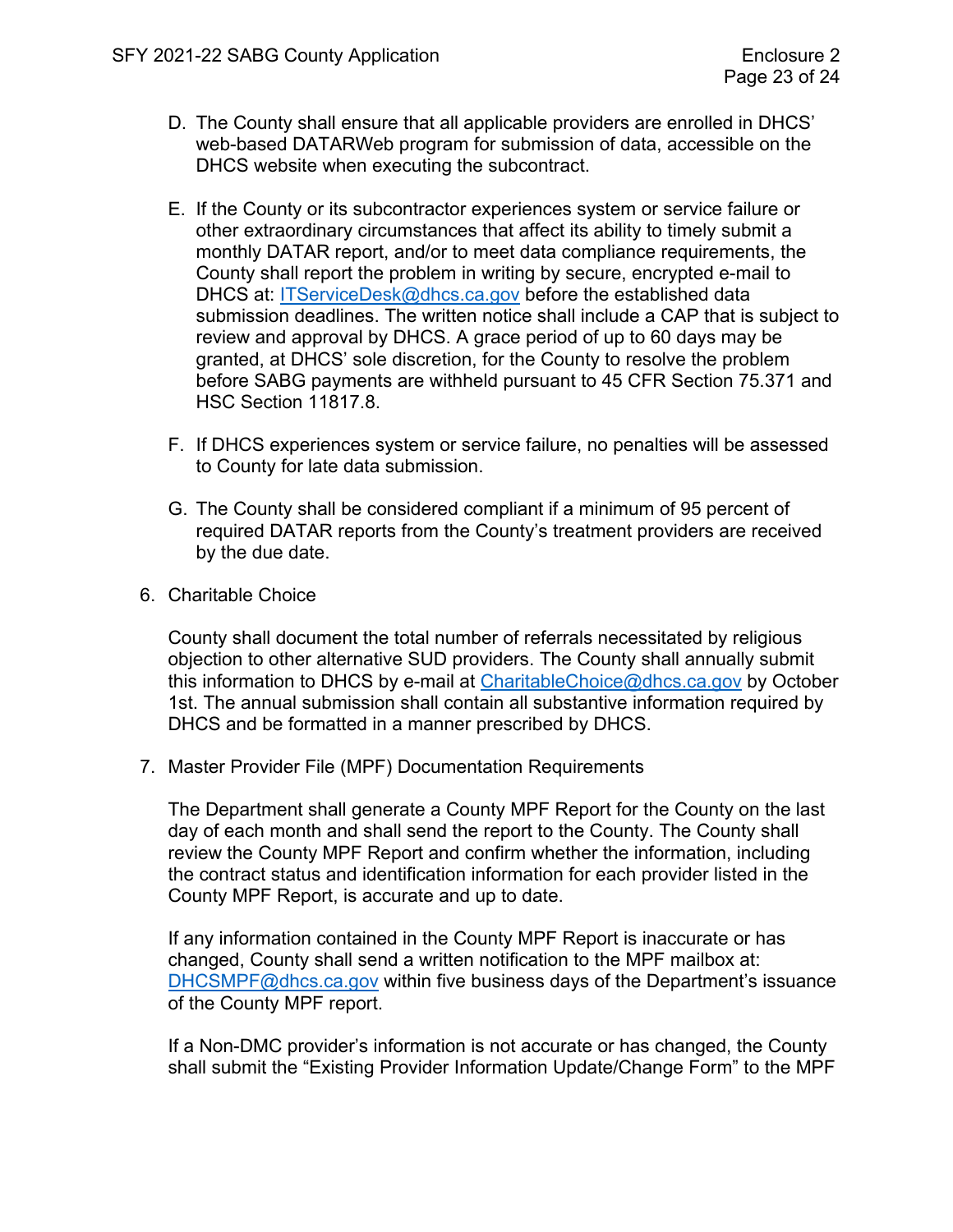D. The County shall ensure that all applicable providers are enrolled in DHCS' web-based DATARWeb program for submission of data, accessible on the DHCS website when executing the subcontract.

E. If the County or its subcontractor experiences system or service failure or other extraordinary circumstances that affect its ability to timely submit a monthly DATAR report, and/or to meet data compliance requirements, the County shall report the problem in writing by secure, encrypted e-mail to DHCS at: ITServiceDesk@dhcs.ca.gov before the established data submission deadlines. The written notice shall include a CAP that is subject to review and approval by DHCS. A grace period of up to 60 days may be granted, at DHCS' sole discretion, for the County to resolve the problem before SABG payments are withheld pursuant to 45 CFR Section 75.371 and HSC Section 11817.8.

F. If DHCS experiences system or service failure, no penalties will be assessed to County for late data submission.

G. The County shall be considered compliant if a minimum of 95 percent of required DATAR reports from the County's treatment providers are received by the due date.

6. Charitable Choice

County shall document the total number of referrals necessitated by religious objection to other alternative SUD providers. The County shall annually submit this information to DHCS by e-mail at CharitableChoice@dhcs.ca.gov by October 1st. The annual submission shall contain all substantive information required by DHCS and be formatted in a manner prescribed by DHCS.

7. Master Provider File (MPF) Documentation Requirements

The Department shall generate a County MPF Report for the County on the last day of each month and shall send the report to the County. The County shall review the County MPF Report and confirm whether the information, including the contract status and identification information for each provider listed in the County MPF Report, is accurate and up to date.

If any information contained in the County MPF Report is inaccurate or has changed, County shall send a written notification to the MPF mailbox at: DHCSMPF@dhcs.ca.gov within five business days of the Department's issuance of the County MPF report.

If a Non-DMC provider's information is not accurate or has changed, the County shall submit the "Existing Provider Information Update/Change Form" to the MPF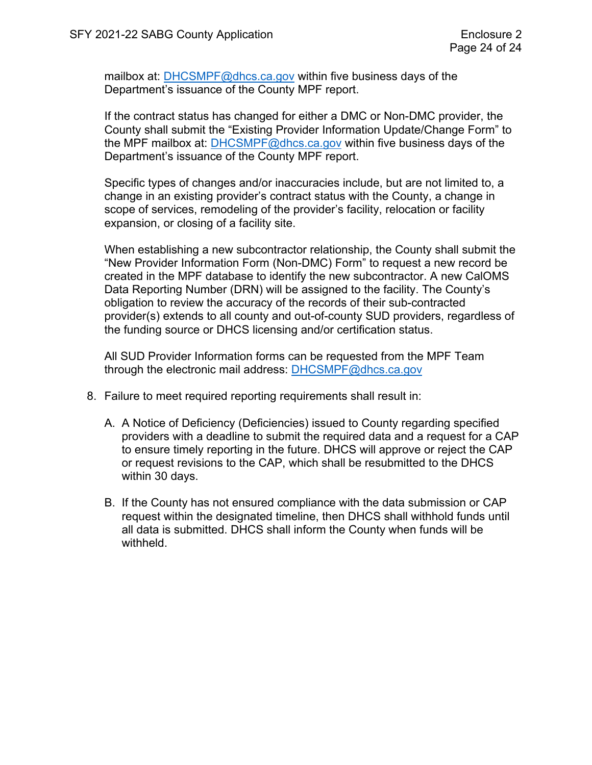mailbox at: DHCSMPF@dhcs.ca.gov within five business days of the Department's issuance of the County MPF report.

If the contract status has changed for either a DMC or Non-DMC provider, the County shall submit the "Existing Provider Information Update/Change Form" to the MPF mailbox at: DHCSMPF@dhcs.ca.gov within five business days of the Department's issuance of the County MPF report.

Specific types of changes and/or inaccuracies include, but are not limited to, a change in an existing provider's contract status with the County, a change in scope of services, remodeling of the provider's facility, relocation or facility expansion, or closing of a facility site.

When establishing a new subcontractor relationship, the County shall submit the "New Provider Information Form (Non-DMC) Form" to request a new record be created in the MPF database to identify the new subcontractor. A new CalOMS Data Reporting Number (DRN) will be assigned to the facility. The County's obligation to review the accuracy of the records of their sub-contracted provider(s) extends to all county and out-of-county SUD providers, regardless of the funding source or DHCS licensing and/or certification status.

All SUD Provider Information forms can be requested from the MPF Team through the electronic mail address: DHCSMPF@dhcs.ca.gov

8. Failure to meet required reporting requirements shall result in:

   A. A Notice of Deficiency (Deficiencies) issued to County regarding specified providers with a deadline to submit the required data and a request for a CAP to ensure timely reporting in the future. DHCS will approve or reject the CAP or request revisions to the CAP, which shall be resubmitted to the DHCS within 30 days.

   B. If the County has not ensured compliance with the data submission or CAP request within the designated timeline, then DHCS shall withhold funds until all data is submitted. DHCS shall inform the County when funds will be withheld.